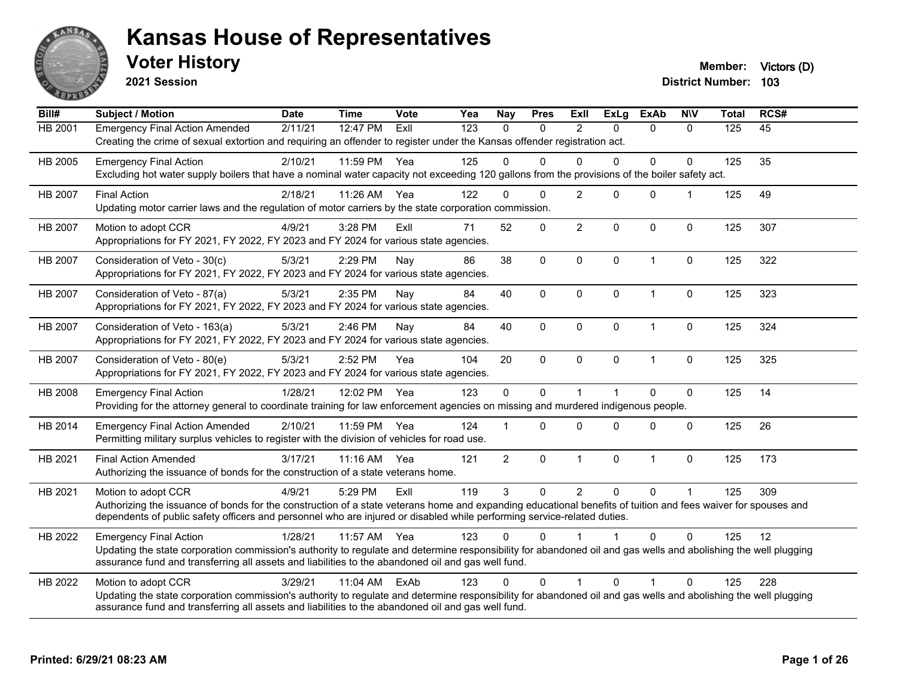# Kansas House of Representatives

## Voter History

**2021 Session**

**Member:** Victors (D)
**District Number:** 103

| Bill# | Subject / Motion | Date | Time | Vote | Yea | Nay | Pres | ExII | ExLg | ExAb | N\V | Total | RCS# |
|---|---|---|---|---|---|---|---|---|---|---|---|---|---|
| HB 2001 | Emergency Final Action Amended | 2/11/21 | 12:47 PM | ExII | 123 | 0 | 0 | 2 | 0 | 0 | 0 | 125 | 45 |
| | Creating the crime of sexual extortion and requiring an offender to register under the Kansas offender registration act. | | | | | | | | | | | | |
| HB 2005 | Emergency Final Action | 2/10/21 | 11:59 PM | Yea | 125 | 0 | 0 | 0 | 0 | 0 | 0 | 125 | 35 |
| | Excluding hot water supply boilers that have a nominal water capacity not exceeding 120 gallons from the provisions of the boiler safety act. | | | | | | | | | | | | |
| HB 2007 | Final Action | 2/18/21 | 11:26 AM | Yea | 122 | 0 | 0 | 2 | 0 | 0 | 1 | 125 | 49 |
| | Updating motor carrier laws and the regulation of motor carriers by the state corporation commission. | | | | | | | | | | | | |
| HB 2007 | Motion to adopt CCR | 4/9/21 | 3:28 PM | ExII | 71 | 52 | 0 | 2 | 0 | 0 | 0 | 125 | 307 |
| | Appropriations for FY 2021, FY 2022, FY 2023 and FY 2024 for various state agencies. | | | | | | | | | | | | |
| HB 2007 | Consideration of Veto - 30(c) | 5/3/21 | 2:29 PM | Nay | 86 | 38 | 0 | 0 | 0 | 1 | 0 | 125 | 322 |
| | Appropriations for FY 2021, FY 2022, FY 2023 and FY 2024 for various state agencies. | | | | | | | | | | | | |
| HB 2007 | Consideration of Veto - 87(a) | 5/3/21 | 2:35 PM | Nay | 84 | 40 | 0 | 0 | 0 | 1 | 0 | 125 | 323 |
| | Appropriations for FY 2021, FY 2022, FY 2023 and FY 2024 for various state agencies. | | | | | | | | | | | | |
| HB 2007 | Consideration of Veto - 163(a) | 5/3/21 | 2:46 PM | Nay | 84 | 40 | 0 | 0 | 0 | 1 | 0 | 125 | 324 |
| | Appropriations for FY 2021, FY 2022, FY 2023 and FY 2024 for various state agencies. | | | | | | | | | | | | |
| HB 2007 | Consideration of Veto - 80(e) | 5/3/21 | 2:52 PM | Yea | 104 | 20 | 0 | 0 | 0 | 1 | 0 | 125 | 325 |
| | Appropriations for FY 2021, FY 2022, FY 2023 and FY 2024 for various state agencies. | | | | | | | | | | | | |
| HB 2008 | Emergency Final Action | 1/28/21 | 12:02 PM | Yea | 123 | 0 | 0 | 1 | 1 | 0 | 0 | 125 | 14 |
| | Providing for the attorney general to coordinate training for law enforcement agencies on missing and murdered indigenous people. | | | | | | | | | | | | |
| HB 2014 | Emergency Final Action Amended | 2/10/21 | 11:59 PM | Yea | 124 | 1 | 0 | 0 | 0 | 0 | 0 | 125 | 26 |
| | Permitting military surplus vehicles to register with the division of vehicles for road use. | | | | | | | | | | | | |
| HB 2021 | Final Action Amended | 3/17/21 | 11:16 AM | Yea | 121 | 2 | 0 | 1 | 0 | 1 | 0 | 125 | 173 |
| | Authorizing the issuance of bonds for the construction of a state veterans home. | | | | | | | | | | | | |
| HB 2021 | Motion to adopt CCR | 4/9/21 | 5:29 PM | ExII | 119 | 3 | 0 | 2 | 0 | 0 | 1 | 125 | 309 |
| | Authorizing the issuance of bonds for the construction of a state veterans home and expanding educational benefits of tuition and fees waiver for spouses and dependents of public safety officers and personnel who are injured or disabled while performing service-related duties. | | | | | | | | | | | | |
| HB 2022 | Emergency Final Action | 1/28/21 | 11:57 AM | Yea | 123 | 0 | 0 | 1 | 1 | 0 | 0 | 125 | 12 |
| | Updating the state corporation commission's authority to regulate and determine responsibility for abandoned oil and gas wells and abolishing the well plugging assurance fund and transferring all assets and liabilities to the abandoned oil and gas well fund. | | | | | | | | | | | | |
| HB 2022 | Motion to adopt CCR | 3/29/21 | 11:04 AM | ExAb | 123 | 0 | 0 | 1 | 0 | 1 | 0 | 125 | 228 |
| | Updating the state corporation commission's authority to regulate and determine responsibility for abandoned oil and gas wells and abolishing the well plugging assurance fund and transferring all assets and liabilities to the abandoned oil and gas well fund. | | | | | | | | | | | | |

**Printed: 6/29/21 08:23 AM**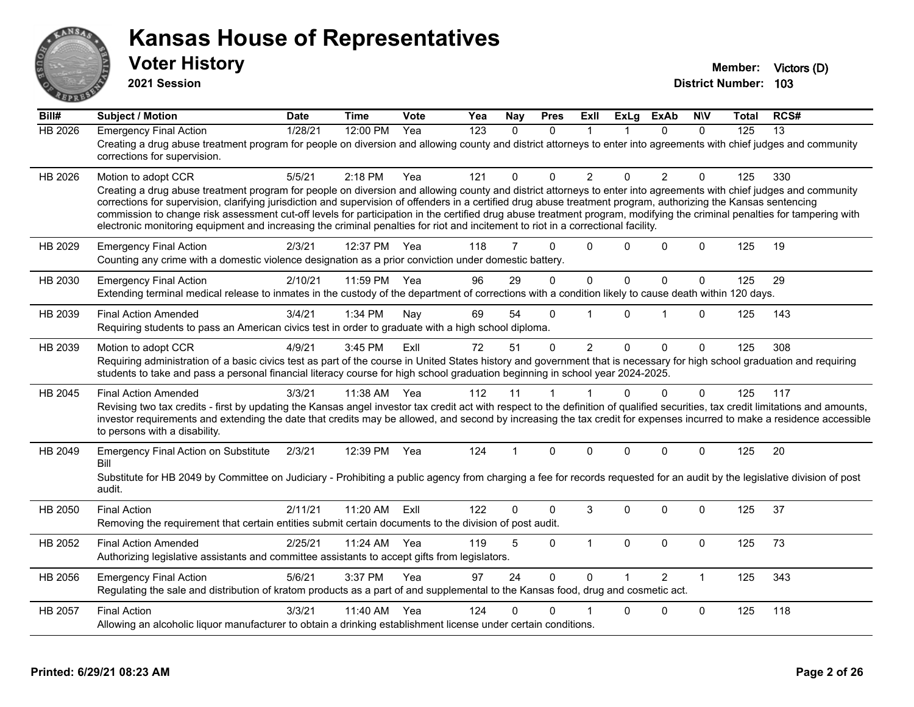# Kansas House of Representatives

## Voter History

**2021 Session**

**Member:** Victors (D)
**District Number:** 103

| Bill# | Subject / Motion | Date | Time | Vote | Yea | Nay | Pres | ExII | ExLg | ExAb | N\V | Total | RCS# |
|---|---|---|---|---|---|---|---|---|---|---|---|---|---|
| HB 2026 | Emergency Final Action | 1/28/21 | 12:00 PM | Yea | 123 | 0 | 0 | 1 | 1 | 0 | 0 | 125 | 13 |
| | Creating a drug abuse treatment program for people on diversion and allowing county and district attorneys to enter into agreements with chief judges and community corrections for supervision. | | | | | | | | | | | | |
| HB 2026 | Motion to adopt CCR | 5/5/21 | 2:18 PM | Yea | 121 | 0 | 0 | 2 | 0 | 2 | 0 | 125 | 330 |
| | Creating a drug abuse treatment program for people on diversion and allowing county and district attorneys to enter into agreements with chief judges and community corrections for supervision, clarifying jurisdiction and supervision of offenders in a certified drug abuse treatment program, authorizing the Kansas sentencing commission to change risk assessment cut-off levels for participation in the certified drug abuse treatment program, modifying the criminal penalties for tampering with electronic monitoring equipment and increasing the criminal penalties for riot and incitement to riot in a correctional facility. | | | | | | | | | | | | |
| HB 2029 | Emergency Final Action | 2/3/21 | 12:37 PM | Yea | 118 | 7 | 0 | 0 | 0 | 0 | 0 | 125 | 19 |
| | Counting any crime with a domestic violence designation as a prior conviction under domestic battery. | | | | | | | | | | | | |
| HB 2030 | Emergency Final Action | 2/10/21 | 11:59 PM | Yea | 96 | 29 | 0 | 0 | 0 | 0 | 0 | 125 | 29 |
| | Extending terminal medical release to inmates in the custody of the department of corrections with a condition likely to cause death within 120 days. | | | | | | | | | | | | |
| HB 2039 | Final Action Amended | 3/4/21 | 1:34 PM | Nay | 69 | 54 | 0 | 1 | 0 | 1 | 0 | 125 | 143 |
| | Requiring students to pass an American civics test in order to graduate with a high school diploma. | | | | | | | | | | | | |
| HB 2039 | Motion to adopt CCR | 4/9/21 | 3:45 PM | ExII | 72 | 51 | 0 | 2 | 0 | 0 | 0 | 125 | 308 |
| | Requiring administration of a basic civics test as part of the course in United States history and government that is necessary for high school graduation and requiring students to take and pass a personal financial literacy course for high school graduation beginning in school year 2024-2025. | | | | | | | | | | | | |
| HB 2045 | Final Action Amended | 3/3/21 | 11:38 AM | Yea | 112 | 11 | 1 | 1 | 0 | 0 | 0 | 125 | 117 |
| | Revising two tax credits - first by updating the Kansas angel investor tax credit act with respect to the definition of qualified securities, tax credit limitations and amounts, investor requirements and extending the date that credits may be allowed, and second by increasing the tax credit for expenses incurred to make a residence accessible to persons with a disability. | | | | | | | | | | | | |
| HB 2049 | Emergency Final Action on Substitute Bill | 2/3/21 | 12:39 PM | Yea | 124 | 1 | 0 | 0 | 0 | 0 | 0 | 125 | 20 |
| | Substitute for HB 2049 by Committee on Judiciary - Prohibiting a public agency from charging a fee for records requested for an audit by the legislative division of post audit. | | | | | | | | | | | | |
| HB 2050 | Final Action | 2/11/21 | 11:20 AM | ExII | 122 | 0 | 0 | 3 | 0 | 0 | 0 | 125 | 37 |
| | Removing the requirement that certain entities submit certain documents to the division of post audit. | | | | | | | | | | | | |
| HB 2052 | Final Action Amended | 2/25/21 | 11:24 AM | Yea | 119 | 5 | 0 | 1 | 0 | 0 | 0 | 125 | 73 |
| | Authorizing legislative assistants and committee assistants to accept gifts from legislators. | | | | | | | | | | | | |
| HB 2056 | Emergency Final Action | 5/6/21 | 3:37 PM | Yea | 97 | 24 | 0 | 0 | 1 | 2 | 1 | 125 | 343 |
| | Regulating the sale and distribution of kratom products as a part of and supplemental to the Kansas food, drug and cosmetic act. | | | | | | | | | | | | |
| HB 2057 | Final Action | 3/3/21 | 11:40 AM | Yea | 124 | 0 | 0 | 1 | 0 | 0 | 0 | 125 | 118 |
| | Allowing an alcoholic liquor manufacturer to obtain a drinking establishment license under certain conditions. | | | | | | | | | | | | |

**Printed: 6/29/21 08:23 AM**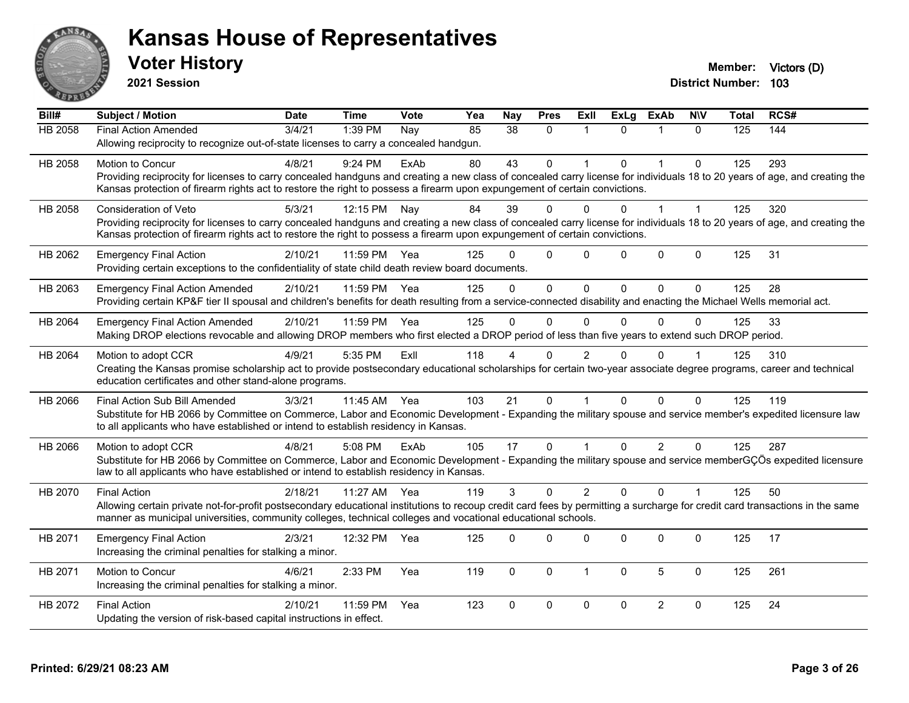# Kansas House of Representatives

## Voter History

**2021 Session**

**Member:** Victors (D)
**District Number:** 103

| Bill# | Subject / Motion | Date | Time | Vote | Yea | Nay | Pres | ExII | ExLg | ExAb | N\V | Total | RCS# |
|---|---|---|---|---|---|---|---|---|---|---|---|---|---|
| HB 2058 | Final Action Amended | 3/4/21 | 1:39 PM | Nay | 85 | 38 | 0 | 1 | 0 | 1 | 0 | 125 | 144 |
| | Allowing reciprocity to recognize out-of-state licenses to carry a concealed handgun. | | | | | | | | | | | | |
| HB 2058 | Motion to Concur | 4/8/21 | 9:24 PM | ExAb | 80 | 43 | 0 | 1 | 0 | 1 | 0 | 125 | 293 |
| | Providing reciprocity for licenses to carry concealed handguns and creating a new class of concealed carry license for individuals 18 to 20 years of age, and creating the Kansas protection of firearm rights act to restore the right to possess a firearm upon expungement of certain convictions. | | | | | | | | | | | | |
| HB 2058 | Consideration of Veto | 5/3/21 | 12:15 PM | Nay | 84 | 39 | 0 | 0 | 0 | 1 | 1 | 125 | 320 |
| | Providing reciprocity for licenses to carry concealed handguns and creating a new class of concealed carry license for individuals 18 to 20 years of age, and creating the Kansas protection of firearm rights act to restore the right to possess a firearm upon expungement of certain convictions. | | | | | | | | | | | | |
| HB 2062 | Emergency Final Action | 2/10/21 | 11:59 PM | Yea | 125 | 0 | 0 | 0 | 0 | 0 | 0 | 125 | 31 |
| | Providing certain exceptions to the confidentiality of state child death review board documents. | | | | | | | | | | | | |
| HB 2063 | Emergency Final Action Amended | 2/10/21 | 11:59 PM | Yea | 125 | 0 | 0 | 0 | 0 | 0 | 0 | 125 | 28 |
| | Providing certain KP&F tier II spousal and children's benefits for death resulting from a service-connected disability and enacting the Michael Wells memorial act. | | | | | | | | | | | | |
| HB 2064 | Emergency Final Action Amended | 2/10/21 | 11:59 PM | Yea | 125 | 0 | 0 | 0 | 0 | 0 | 0 | 125 | 33 |
| | Making DROP elections revocable and allowing DROP members who first elected a DROP period of less than five years to extend such DROP period. | | | | | | | | | | | | |
| HB 2064 | Motion to adopt CCR | 4/9/21 | 5:35 PM | ExII | 118 | 4 | 0 | 2 | 0 | 0 | 1 | 125 | 310 |
| | Creating the Kansas promise scholarship act to provide postsecondary educational scholarships for certain two-year associate degree programs, career and technical education certificates and other stand-alone programs. | | | | | | | | | | | | |
| HB 2066 | Final Action Sub Bill Amended | 3/3/21 | 11:45 AM | Yea | 103 | 21 | 0 | 1 | 0 | 0 | 0 | 125 | 119 |
| | Substitute for HB 2066 by Committee on Commerce, Labor and Economic Development - Expanding the military spouse and service member's expedited licensure law to all applicants who have established or intend to establish residency in Kansas. | | | | | | | | | | | | |
| HB 2066 | Motion to adopt CCR | 4/8/21 | 5:08 PM | ExAb | 105 | 17 | 0 | 1 | 0 | 2 | 0 | 125 | 287 |
| | Substitute for HB 2066 by Committee on Commerce, Labor and Economic Development - Expanding the military spouse and service memberGÇÖs expedited licensure law to all applicants who have established or intend to establish residency in Kansas. | | | | | | | | | | | | |
| HB 2070 | Final Action | 2/18/21 | 11:27 AM | Yea | 119 | 3 | 0 | 2 | 0 | 0 | 1 | 125 | 50 |
| | Allowing certain private not-for-profit postsecondary educational institutions to recoup credit card fees by permitting a surcharge for credit card transactions in the same manner as municipal universities, community colleges, technical colleges and vocational educational schools. | | | | | | | | | | | | |
| HB 2071 | Emergency Final Action | 2/3/21 | 12:32 PM | Yea | 125 | 0 | 0 | 0 | 0 | 0 | 0 | 125 | 17 |
| | Increasing the criminal penalties for stalking a minor. | | | | | | | | | | | | |
| HB 2071 | Motion to Concur | 4/6/21 | 2:33 PM | Yea | 119 | 0 | 0 | 1 | 0 | 5 | 0 | 125 | 261 |
| | Increasing the criminal penalties for stalking a minor. | | | | | | | | | | | | |
| HB 2072 | Final Action | 2/10/21 | 11:59 PM | Yea | 123 | 0 | 0 | 0 | 0 | 2 | 0 | 125 | 24 |
| | Updating the version of risk-based capital instructions in effect. | | | | | | | | | | | | |

Printed: 6/29/21 08:23 AM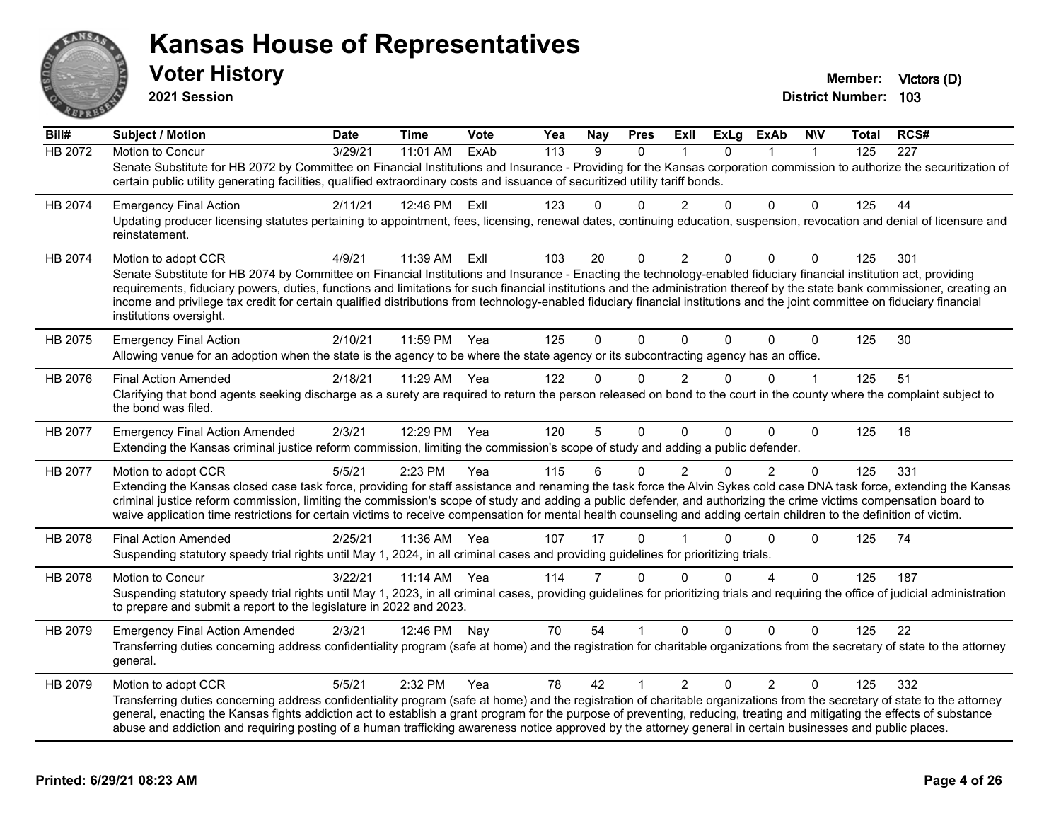# Kansas House of Representatives

## Voter History

**2021 Session**

**Member:** Victors (D)
**District Number:** 103

| Bill# | Subject / Motion | Date | Time | Vote | Yea | Nay | Pres | ExII | ExLg | ExAb | N\V | Total | RCS# |
|---|---|---|---|---|---|---|---|---|---|---|---|---|---|
| HB 2072 | Motion to Concur | 3/29/21 | 11:01 AM | ExAb | 113 | 9 | 0 | 1 | 0 | 1 | 1 | 125 | 227 |
| | Senate Substitute for HB 2072 by Committee on Financial Institutions and Insurance - Providing for the Kansas corporation commission to authorize the securitization of certain public utility generating facilities, qualified extraordinary costs and issuance of securitized utility tariff bonds. | | | | | | | | | | | | |
| HB 2074 | Emergency Final Action | 2/11/21 | 12:46 PM | ExII | 123 | 0 | 0 | 2 | 0 | 0 | 0 | 125 | 44 |
| | Updating producer licensing statutes pertaining to appointment, fees, licensing, renewal dates, continuing education, suspension, revocation and denial of licensure and reinstatement. | | | | | | | | | | | | |
| HB 2074 | Motion to adopt CCR | 4/9/21 | 11:39 AM | ExII | 103 | 20 | 0 | 2 | 0 | 0 | 0 | 125 | 301 |
| | Senate Substitute for HB 2074 by Committee on Financial Institutions and Insurance - Enacting the technology-enabled fiduciary financial institution act, providing requirements, fiduciary powers, duties, functions and limitations for such financial institutions and the administration thereof by the state bank commissioner, creating an income and privilege tax credit for certain qualified distributions from technology-enabled fiduciary financial institutions and the joint committee on fiduciary financial institutions oversight. | | | | | | | | | | | | |
| HB 2075 | Emergency Final Action | 2/10/21 | 11:59 PM | Yea | 125 | 0 | 0 | 0 | 0 | 0 | 0 | 125 | 30 |
| | Allowing venue for an adoption when the state is the agency to be where the state agency or its subcontracting agency has an office. | | | | | | | | | | | | |
| HB 2076 | Final Action Amended | 2/18/21 | 11:29 AM | Yea | 122 | 0 | 0 | 2 | 0 | 0 | 1 | 125 | 51 |
| | Clarifying that bond agents seeking discharge as a surety are required to return the person released on bond to the court in the county where the complaint subject to the bond was filed. | | | | | | | | | | | | |
| HB 2077 | Emergency Final Action Amended | 2/3/21 | 12:29 PM | Yea | 120 | 5 | 0 | 0 | 0 | 0 | 0 | 125 | 16 |
| | Extending the Kansas criminal justice reform commission, limiting the commission's scope of study and adding a public defender. | | | | | | | | | | | | |
| HB 2077 | Motion to adopt CCR | 5/5/21 | 2:23 PM | Yea | 115 | 6 | 0 | 2 | 0 | 2 | 0 | 125 | 331 |
| | Extending the Kansas closed case task force, providing for staff assistance and renaming the task force the Alvin Sykes cold case DNA task force, extending the Kansas criminal justice reform commission, limiting the commission's scope of study and adding a public defender, and authorizing the crime victims compensation board to waive application time restrictions for certain victims to receive compensation for mental health counseling and adding certain children to the definition of victim. | | | | | | | | | | | | |
| HB 2078 | Final Action Amended | 2/25/21 | 11:36 AM | Yea | 107 | 17 | 0 | 1 | 0 | 0 | 0 | 125 | 74 |
| | Suspending statutory speedy trial rights until May 1, 2024, in all criminal cases and providing guidelines for prioritizing trials. | | | | | | | | | | | | |
| HB 2078 | Motion to Concur | 3/22/21 | 11:14 AM | Yea | 114 | 7 | 0 | 0 | 0 | 4 | 0 | 125 | 187 |
| | Suspending statutory speedy trial rights until May 1, 2023, in all criminal cases, providing guidelines for prioritizing trials and requiring the office of judicial administration to prepare and submit a report to the legislature in 2022 and 2023. | | | | | | | | | | | | |
| HB 2079 | Emergency Final Action Amended | 2/3/21 | 12:46 PM | Nay | 70 | 54 | 1 | 0 | 0 | 0 | 0 | 125 | 22 |
| | Transferring duties concerning address confidentiality program (safe at home) and the registration for charitable organizations from the secretary of state to the attorney general. | | | | | | | | | | | | |
| HB 2079 | Motion to adopt CCR | 5/5/21 | 2:32 PM | Yea | 78 | 42 | 1 | 2 | 0 | 2 | 0 | 125 | 332 |
| | Transferring duties concerning address confidentiality program (safe at home) and the registration of charitable organizations from the secretary of state to the attorney general, enacting the Kansas fights addiction act to establish a grant program for the purpose of preventing, reducing, treating and mitigating the effects of substance abuse and addiction and requiring posting of a human trafficking awareness notice approved by the attorney general in certain businesses and public places. | | | | | | | | | | | | |

**Printed: 6/29/21 08:23 AM**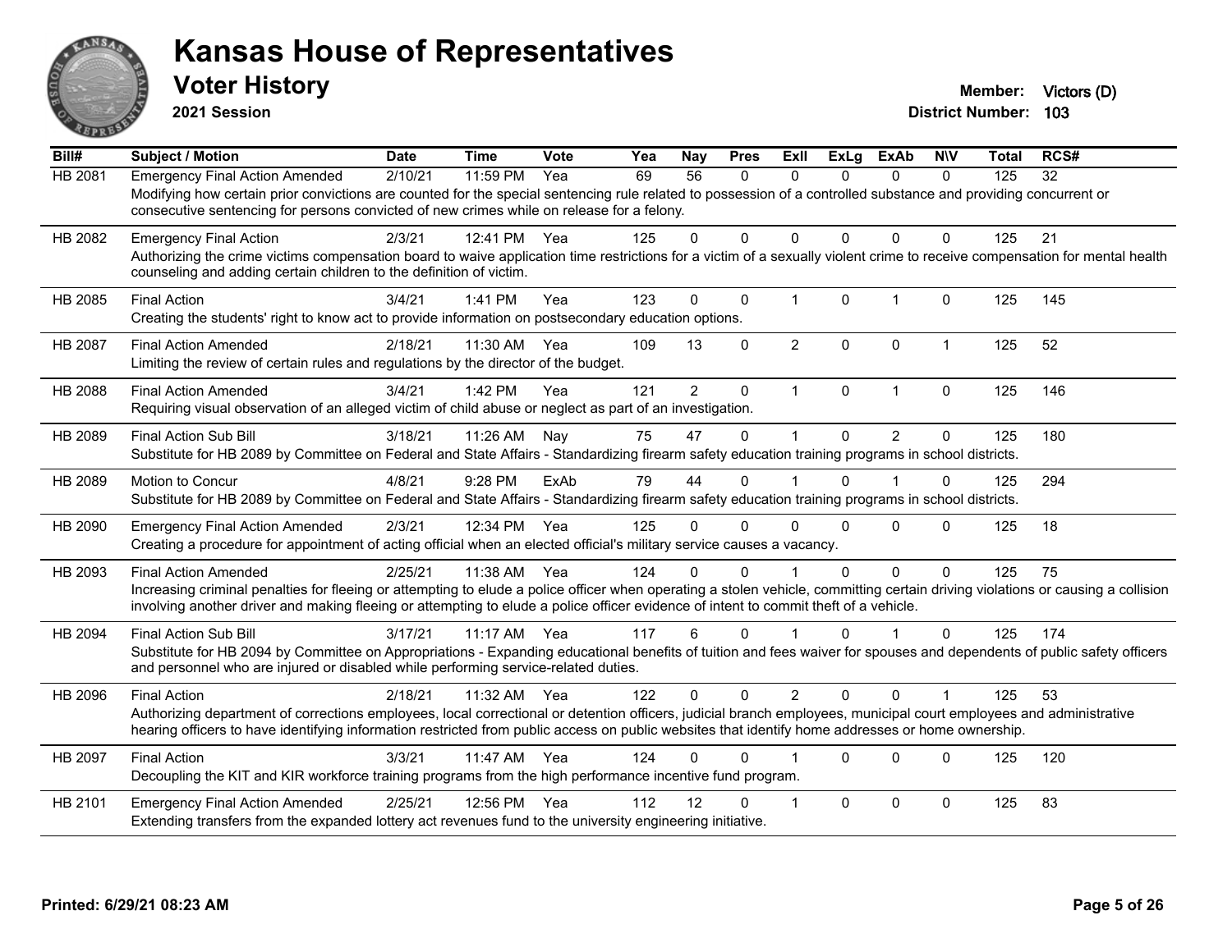# Kansas House of Representatives

## Voter History

**2021 Session**

**Member:** Victors (D)

**District Number:** 103

| Bill# | Subject / Motion | Date | Time | Vote | Yea | Nay | Pres | ExII | ExLg | ExAb | N\V | Total | RCS# |
|---|---|---|---|---|---|---|---|---|---|---|---|---|---|
| HB 2081 | Emergency Final Action Amended | 2/10/21 | 11:59 PM | Yea | 69 | 56 | 0 | 0 | 0 | 0 | 0 | 125 | 32 |
| | Modifying how certain prior convictions are counted for the special sentencing rule related to possession of a controlled substance and providing concurrent or consecutive sentencing for persons convicted of new crimes while on release for a felony. | | | | | | | | | | | | |
| HB 2082 | Emergency Final Action | 2/3/21 | 12:41 PM | Yea | 125 | 0 | 0 | 0 | 0 | 0 | 0 | 125 | 21 |
| | Authorizing the crime victims compensation board to waive application time restrictions for a victim of a sexually violent crime to receive compensation for mental health counseling and adding certain children to the definition of victim. | | | | | | | | | | | | |
| HB 2085 | Final Action | 3/4/21 | 1:41 PM | Yea | 123 | 0 | 0 | 1 | 0 | 1 | 0 | 125 | 145 |
| | Creating the students' right to know act to provide information on postsecondary education options. | | | | | | | | | | | | |
| HB 2087 | Final Action Amended | 2/18/21 | 11:30 AM | Yea | 109 | 13 | 0 | 2 | 0 | 0 | 1 | 125 | 52 |
| | Limiting the review of certain rules and regulations by the director of the budget. | | | | | | | | | | | | |
| HB 2088 | Final Action Amended | 3/4/21 | 1:42 PM | Yea | 121 | 2 | 0 | 1 | 0 | 1 | 0 | 125 | 146 |
| | Requiring visual observation of an alleged victim of child abuse or neglect as part of an investigation. | | | | | | | | | | | | |
| HB 2089 | Final Action Sub Bill | 3/18/21 | 11:26 AM | Nay | 75 | 47 | 0 | 1 | 0 | 2 | 0 | 125 | 180 |
| | Substitute for HB 2089 by Committee on Federal and State Affairs - Standardizing firearm safety education training programs in school districts. | | | | | | | | | | | | |
| HB 2089 | Motion to Concur | 4/8/21 | 9:28 PM | ExAb | 79 | 44 | 0 | 1 | 0 | 1 | 0 | 125 | 294 |
| | Substitute for HB 2089 by Committee on Federal and State Affairs - Standardizing firearm safety education training programs in school districts. | | | | | | | | | | | | |
| HB 2090 | Emergency Final Action Amended | 2/3/21 | 12:34 PM | Yea | 125 | 0 | 0 | 0 | 0 | 0 | 0 | 125 | 18 |
| | Creating a procedure for appointment of acting official when an elected official's military service causes a vacancy. | | | | | | | | | | | | |
| HB 2093 | Final Action Amended | 2/25/21 | 11:38 AM | Yea | 124 | 0 | 0 | 1 | 0 | 0 | 0 | 125 | 75 |
| | Increasing criminal penalties for fleeing or attempting to elude a police officer when operating a stolen vehicle, committing certain driving violations or causing a collision involving another driver and making fleeing or attempting to elude a police officer evidence of intent to commit theft of a vehicle. | | | | | | | | | | | | |
| HB 2094 | Final Action Sub Bill | 3/17/21 | 11:17 AM | Yea | 117 | 6 | 0 | 1 | 0 | 1 | 0 | 125 | 174 |
| | Substitute for HB 2094 by Committee on Appropriations - Expanding educational benefits of tuition and fees waiver for spouses and dependents of public safety officers and personnel who are injured or disabled while performing service-related duties. | | | | | | | | | | | | |
| HB 2096 | Final Action | 2/18/21 | 11:32 AM | Yea | 122 | 0 | 0 | 2 | 0 | 0 | 1 | 125 | 53 |
| | Authorizing department of corrections employees, local correctional or detention officers, judicial branch employees, municipal court employees and administrative hearing officers to have identifying information restricted from public access on public websites that identify home addresses or home ownership. | | | | | | | | | | | | |
| HB 2097 | Final Action | 3/3/21 | 11:47 AM | Yea | 124 | 0 | 0 | 1 | 0 | 0 | 0 | 125 | 120 |
| | Decoupling the KIT and KIR workforce training programs from the high performance incentive fund program. | | | | | | | | | | | | |
| HB 2101 | Emergency Final Action Amended | 2/25/21 | 12:56 PM | Yea | 112 | 12 | 0 | 1 | 0 | 0 | 0 | 125 | 83 |
| | Extending transfers from the expanded lottery act revenues fund to the university engineering initiative. | | | | | | | | | | | | |

**Printed: 6/29/21 08:23 AM**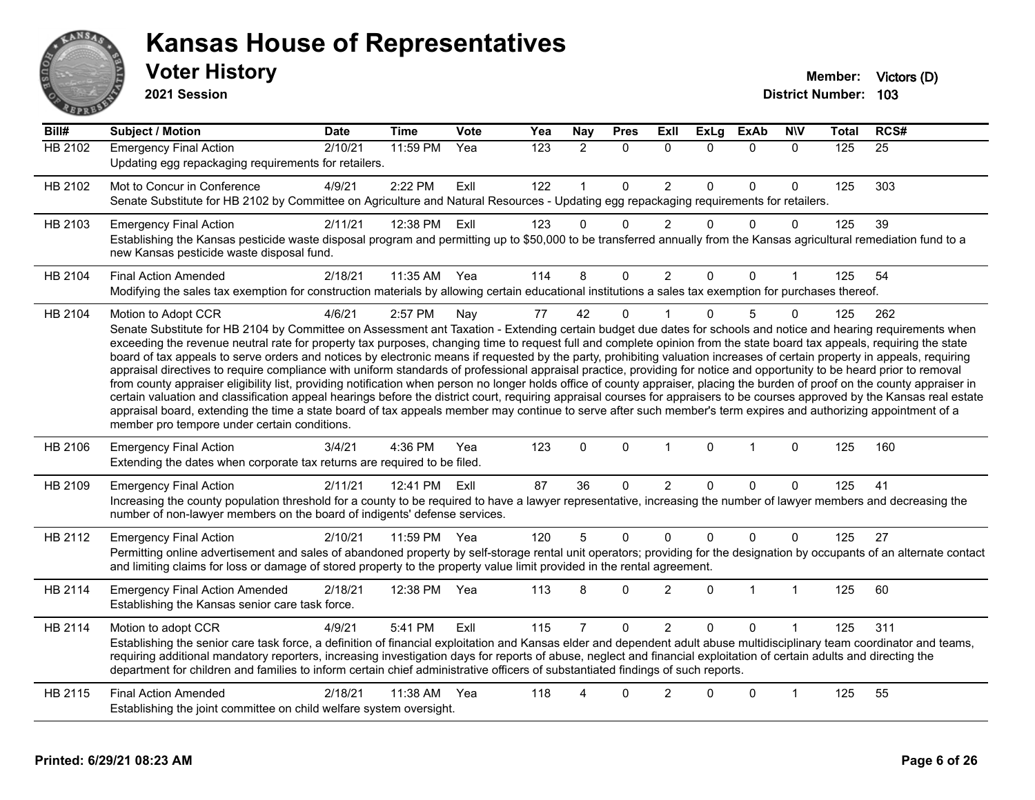# Kansas House of Representatives

## Voter History

**2021 Session**

**Member:** Victors (D)
**District Number:** 103

| Bill# | Subject / Motion | Date | Time | Vote | Yea | Nay | Pres | ExII | ExLg | ExAb | N\V | Total | RCS# |
|---|---|---|---|---|---|---|---|---|---|---|---|---|---|
| HB 2102 | Emergency Final Action | 2/10/21 | 11:59 PM | Yea | 123 | 2 | 0 | 0 | 0 | 0 | 0 | 125 | 25 |
| | Updating egg repackaging requirements for retailers. | | | | | | | | | | | | |
| HB 2102 | Mot to Concur in Conference | 4/9/21 | 2:22 PM | ExII | 122 | 1 | 0 | 2 | 0 | 0 | 0 | 125 | 303 |
| | Senate Substitute for HB 2102 by Committee on Agriculture and Natural Resources - Updating egg repackaging requirements for retailers. | | | | | | | | | | | | |
| HB 2103 | Emergency Final Action | 2/11/21 | 12:38 PM | ExII | 123 | 0 | 0 | 2 | 0 | 0 | 0 | 125 | 39 |
| | Establishing the Kansas pesticide waste disposal program and permitting up to $50,000 to be transferred annually from the Kansas agricultural remediation fund to a new Kansas pesticide waste disposal fund. | | | | | | | | | | | | |
| HB 2104 | Final Action Amended | 2/18/21 | 11:35 AM | Yea | 114 | 8 | 0 | 2 | 0 | 0 | 1 | 125 | 54 |
| | Modifying the sales tax exemption for construction materials by allowing certain educational institutions a sales tax exemption for purchases thereof. | | | | | | | | | | | | |
| HB 2104 | Motion to Adopt CCR | 4/6/21 | 2:57 PM | Nay | 77 | 42 | 0 | 1 | 0 | 5 | 0 | 125 | 262 |
| | Senate Substitute for HB 2104 by Committee on Assessment ant Taxation - Extending certain budget due dates for schools and notice and hearing requirements when exceeding the revenue neutral rate for property tax purposes, changing time to request full and complete opinion from the state board tax appeals, requiring the state board of tax appeals to serve orders and notices by electronic means if requested by the party, prohibiting valuation increases of certain property in appeals, requiring appraisal directives to require compliance with uniform standards of professional appraisal practice, providing for notice and opportunity to be heard prior to removal from county appraiser eligibility list, providing notification when person no longer holds office of county appraiser, placing the burden of proof on the county appraiser in certain valuation and classification appeal hearings before the district court, requiring appraisal courses for appraisers to be courses approved by the Kansas real estate appraisal board, extending the time a state board of tax appeals member may continue to serve after such member's term expires and authorizing appointment of a member pro tempore under certain conditions. | | | | | | | | | | | | |
| HB 2106 | Emergency Final Action | 3/4/21 | 4:36 PM | Yea | 123 | 0 | 0 | 1 | 0 | 1 | 0 | 125 | 160 |
| | Extending the dates when corporate tax returns are required to be filed. | | | | | | | | | | | | |
| HB 2109 | Emergency Final Action | 2/11/21 | 12:41 PM | ExII | 87 | 36 | 0 | 2 | 0 | 0 | 0 | 125 | 41 |
| | Increasing the county population threshold for a county to be required to have a lawyer representative, increasing the number of lawyer members and decreasing the number of non-lawyer members on the board of indigents' defense services. | | | | | | | | | | | | |
| HB 2112 | Emergency Final Action | 2/10/21 | 11:59 PM | Yea | 120 | 5 | 0 | 0 | 0 | 0 | 0 | 125 | 27 |
| | Permitting online advertisement and sales of abandoned property by self-storage rental unit operators; providing for the designation by occupants of an alternate contact and limiting claims for loss or damage of stored property to the property value limit provided in the rental agreement. | | | | | | | | | | | | |
| HB 2114 | Emergency Final Action Amended | 2/18/21 | 12:38 PM | Yea | 113 | 8 | 0 | 2 | 0 | 1 | 1 | 125 | 60 |
| | Establishing the Kansas senior care task force. | | | | | | | | | | | | |
| HB 2114 | Motion to adopt CCR | 4/9/21 | 5:41 PM | ExII | 115 | 7 | 0 | 2 | 0 | 0 | 1 | 125 | 311 |
| | Establishing the senior care task force, a definition of financial exploitation and Kansas elder and dependent adult abuse multidisciplinary team coordinator and teams, requiring additional mandatory reporters, increasing investigation days for reports of abuse, neglect and financial exploitation of certain adults and directing the department for children and families to inform certain chief administrative officers of substantiated findings of such reports. | | | | | | | | | | | | |
| HB 2115 | Final Action Amended | 2/18/21 | 11:38 AM | Yea | 118 | 4 | 0 | 2 | 0 | 0 | 1 | 125 | 55 |
| | Establishing the joint committee on child welfare system oversight. | | | | | | | | | | | | |

**Printed: 6/29/21 08:23 AM**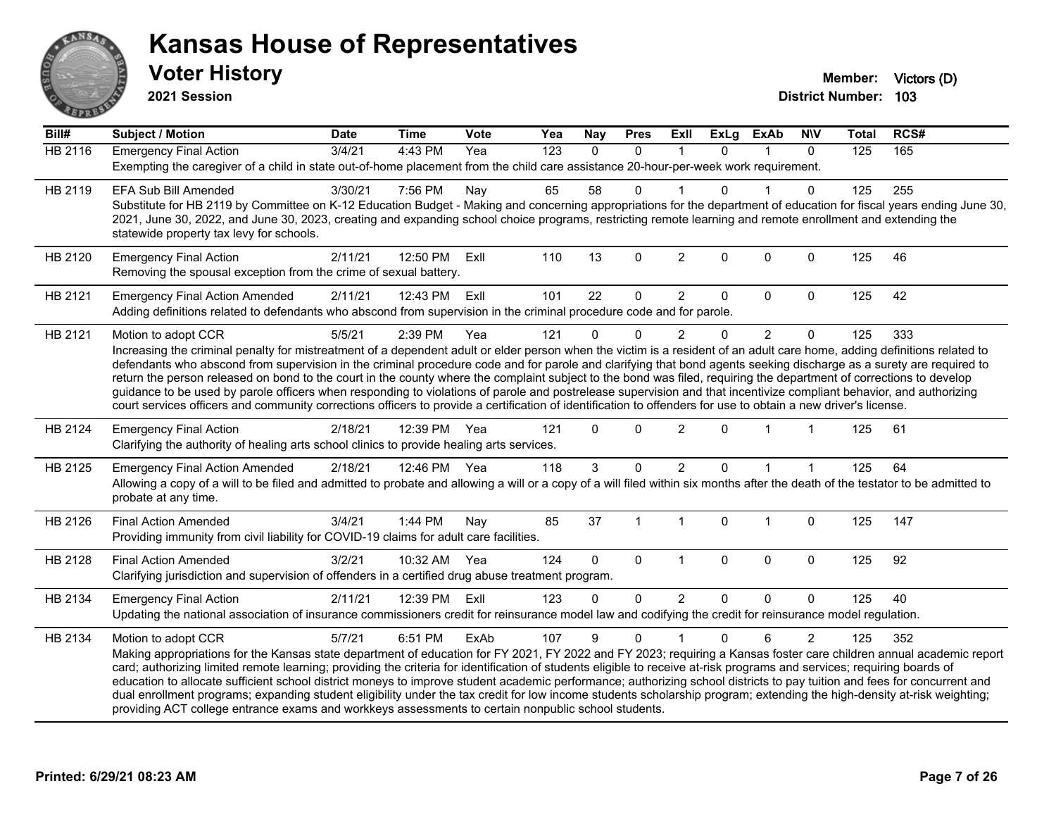# Kansas House of Representatives

## Voter History

**2021 Session**

**Member:** Victors (D)
**District Number:** 103

| Bill# | Subject / Motion | Date | Time | Vote | Yea | Nay | Pres | ExII | ExLg | ExAb | N\V | Total | RCS# |
|---|---|---|---|---|---|---|---|---|---|---|---|---|---|
| HB 2116 | Emergency Final Action | 3/4/21 | 4:43 PM | Yea | 123 | 0 | 0 | 1 | 0 | 1 | 0 | 125 | 165 |
| | Exempting the caregiver of a child in state out-of-home placement from the child care assistance 20-hour-per-week work requirement. | | | | | | | | | | | | |
| HB 2119 | EFA Sub Bill Amended | 3/30/21 | 7:56 PM | Nay | 65 | 58 | 0 | 1 | 0 | 1 | 0 | 125 | 255 |
| | Substitute for HB 2119 by Committee on K-12 Education Budget - Making and concerning appropriations for the department of education for fiscal years ending June 30, 2021, June 30, 2022, and June 30, 2023, creating and expanding school choice programs, restricting remote learning and remote enrollment and extending the statewide property tax levy for schools. | | | | | | | | | | | | |
| HB 2120 | Emergency Final Action | 2/11/21 | 12:50 PM | ExII | 110 | 13 | 0 | 2 | 0 | 0 | 0 | 125 | 46 |
| | Removing the spousal exception from the crime of sexual battery. | | | | | | | | | | | | |
| HB 2121 | Emergency Final Action Amended | 2/11/21 | 12:43 PM | ExII | 101 | 22 | 0 | 2 | 0 | 0 | 0 | 125 | 42 |
| | Adding definitions related to defendants who abscond from supervision in the criminal procedure code and for parole. | | | | | | | | | | | | |
| HB 2121 | Motion to adopt CCR | 5/5/21 | 2:39 PM | Yea | 121 | 0 | 0 | 2 | 0 | 2 | 0 | 125 | 333 |
| | Increasing the criminal penalty for mistreatment of a dependent adult or elder person when the victim is a resident of an adult care home, adding definitions related to defendants who abscond from supervision in the criminal procedure code and for parole and clarifying that bond agents seeking discharge as a surety are required to return the person released on bond to the court in the county where the complaint subject to the bond was filed, requiring the department of corrections to develop guidance to be used by parole officers when responding to violations of parole and postrelease supervision and that incentivize compliant behavior, and authorizing court services officers and community corrections officers to provide a certification of identification to offenders for use to obtain a new driver's license. | | | | | | | | | | | | |
| HB 2124 | Emergency Final Action | 2/18/21 | 12:39 PM | Yea | 121 | 0 | 0 | 2 | 0 | 1 | 1 | 125 | 61 |
| | Clarifying the authority of healing arts school clinics to provide healing arts services. | | | | | | | | | | | | |
| HB 2125 | Emergency Final Action Amended | 2/18/21 | 12:46 PM | Yea | 118 | 3 | 0 | 2 | 0 | 1 | 1 | 125 | 64 |
| | Allowing a copy of a will to be filed and admitted to probate and allowing a will or a copy of a will filed within six months after the death of the testator to be admitted to probate at any time. | | | | | | | | | | | | |
| HB 2126 | Final Action Amended | 3/4/21 | 1:44 PM | Nay | 85 | 37 | 1 | 1 | 0 | 1 | 0 | 125 | 147 |
| | Providing immunity from civil liability for COVID-19 claims for adult care facilities. | | | | | | | | | | | | |
| HB 2128 | Final Action Amended | 3/2/21 | 10:32 AM | Yea | 124 | 0 | 0 | 1 | 0 | 0 | 0 | 125 | 92 |
| | Clarifying jurisdiction and supervision of offenders in a certified drug abuse treatment program. | | | | | | | | | | | | |
| HB 2134 | Emergency Final Action | 2/11/21 | 12:39 PM | ExII | 123 | 0 | 0 | 2 | 0 | 0 | 0 | 125 | 40 |
| | Updating the national association of insurance commissioners credit for reinsurance model law and codifying the credit for reinsurance model regulation. | | | | | | | | | | | | |
| HB 2134 | Motion to adopt CCR | 5/7/21 | 6:51 PM | ExAb | 107 | 9 | 0 | 1 | 0 | 6 | 2 | 125 | 352 |
| | Making appropriations for the Kansas state department of education for FY 2021, FY 2022 and FY 2023; requiring a Kansas foster care children annual academic report card; authorizing limited remote learning; providing the criteria for identification of students eligible to receive at-risk programs and services; requiring boards of education to allocate sufficient school district moneys to improve student academic performance; authorizing school districts to pay tuition and fees for concurrent and dual enrollment programs; expanding student eligibility under the tax credit for low income students scholarship program; extending the high-density at-risk weighting; providing ACT college entrance exams and workkeys assessments to certain nonpublic school students. | | | | | | | | | | | | |

Printed: 6/29/21 08:23 AM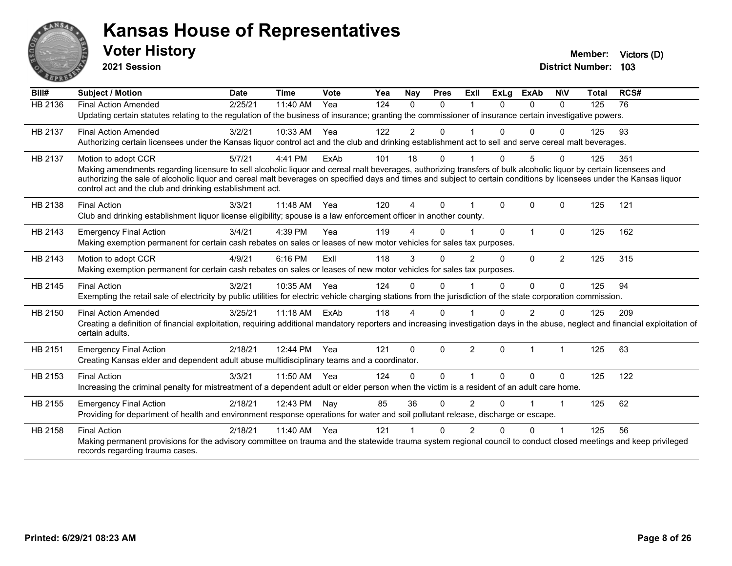# Kansas House of Representatives

## Voter History

**2021 Session**

**Member:** Victors (D)

**District Number:** 103

| Bill# | Subject / Motion | Date | Time | Vote | Yea | Nay | Pres | ExII | ExLg | ExAb | N\V | Total | RCS# |
|---|---|---|---|---|---|---|---|---|---|---|---|---|---|
| HB 2136 | Final Action Amended | 2/25/21 | 11:40 AM | Yea | 124 | 0 | 0 | 1 | 0 | 0 | 0 | 125 | 76 |
| | Updating certain statutes relating to the regulation of the business of insurance; granting the commissioner of insurance certain investigative powers. | | | | | | | | | | | | |
| HB 2137 | Final Action Amended | 3/2/21 | 10:33 AM | Yea | 122 | 2 | 0 | 1 | 0 | 0 | 0 | 125 | 93 |
| | Authorizing certain licensees under the Kansas liquor control act and the club and drinking establishment act to sell and serve cereal malt beverages. | | | | | | | | | | | | |
| HB 2137 | Motion to adopt CCR | 5/7/21 | 4:41 PM | ExAb | 101 | 18 | 0 | 1 | 0 | 5 | 0 | 125 | 351 |
| | Making amendments regarding licensure to sell alcoholic liquor and cereal malt beverages, authorizing transfers of bulk alcoholic liquor by certain licensees and authorizing the sale of alcoholic liquor and cereal malt beverages on specified days and times and subject to certain conditions by licensees under the Kansas liquor control act and the club and drinking establishment act. | | | | | | | | | | | | |
| HB 2138 | Final Action | 3/3/21 | 11:48 AM | Yea | 120 | 4 | 0 | 1 | 0 | 0 | 0 | 125 | 121 |
| | Club and drinking establishment liquor license eligibility; spouse is a law enforcement officer in another county. | | | | | | | | | | | | |
| HB 2143 | Emergency Final Action | 3/4/21 | 4:39 PM | Yea | 119 | 4 | 0 | 1 | 0 | 1 | 0 | 125 | 162 |
| | Making exemption permanent for certain cash rebates on sales or leases of new motor vehicles for sales tax purposes. | | | | | | | | | | | | |
| HB 2143 | Motion to adopt CCR | 4/9/21 | 6:16 PM | ExII | 118 | 3 | 0 | 2 | 0 | 0 | 2 | 125 | 315 |
| | Making exemption permanent for certain cash rebates on sales or leases of new motor vehicles for sales tax purposes. | | | | | | | | | | | | |
| HB 2145 | Final Action | 3/2/21 | 10:35 AM | Yea | 124 | 0 | 0 | 1 | 0 | 0 | 0 | 125 | 94 |
| | Exempting the retail sale of electricity by public utilities for electric vehicle charging stations from the jurisdiction of the state corporation commission. | | | | | | | | | | | | |
| HB 2150 | Final Action Amended | 3/25/21 | 11:18 AM | ExAb | 118 | 4 | 0 | 1 | 0 | 2 | 0 | 125 | 209 |
| | Creating a definition of financial exploitation, requiring additional mandatory reporters and increasing investigation days in the abuse, neglect and financial exploitation of certain adults. | | | | | | | | | | | | |
| HB 2151 | Emergency Final Action | 2/18/21 | 12:44 PM | Yea | 121 | 0 | 0 | 2 | 0 | 1 | 1 | 125 | 63 |
| | Creating Kansas elder and dependent adult abuse multidisciplinary teams and a coordinator. | | | | | | | | | | | | |
| HB 2153 | Final Action | 3/3/21 | 11:50 AM | Yea | 124 | 0 | 0 | 1 | 0 | 0 | 0 | 125 | 122 |
| | Increasing the criminal penalty for mistreatment of a dependent adult or elder person when the victim is a resident of an adult care home. | | | | | | | | | | | | |
| HB 2155 | Emergency Final Action | 2/18/21 | 12:43 PM | Nay | 85 | 36 | 0 | 2 | 0 | 1 | 1 | 125 | 62 |
| | Providing for department of health and environment response operations for water and soil pollutant release, discharge or escape. | | | | | | | | | | | | |
| HB 2158 | Final Action | 2/18/21 | 11:40 AM | Yea | 121 | 1 | 0 | 2 | 0 | 0 | 1 | 125 | 56 |
| | Making permanent provisions for the advisory committee on trauma and the statewide trauma system regional council to conduct closed meetings and keep privileged records regarding trauma cases. | | | | | | | | | | | | |

**Printed: 6/29/21 08:23 AM**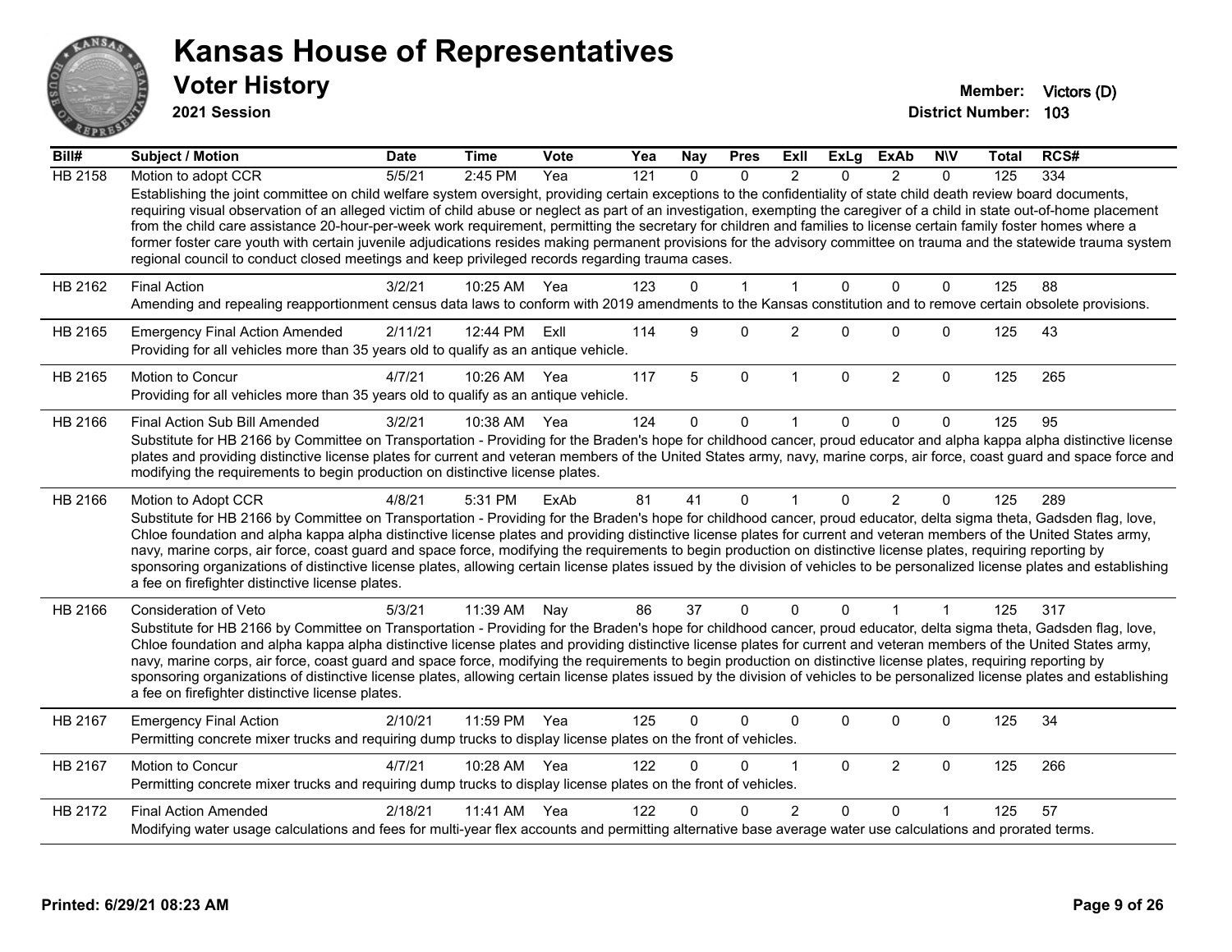# Kansas House of Representatives

## Voter History

**2021 Session**

**Member:** Victors (D)
**District Number:** 103

| Bill# | Subject / Motion | Date | Time | Vote | Yea | Nay | Pres | ExII | ExLg | ExAb | N\V | Total | RCS# |
|---|---|---|---|---|---|---|---|---|---|---|---|---|---|
| HB 2158 | Motion to adopt CCR | 5/5/21 | 2:45 PM | Yea | 121 | 0 | 0 | 2 | 0 | 2 | 0 | 125 | 334 |
| | Establishing the joint committee on child welfare system oversight, providing certain exceptions to the confidentiality of state child death review board documents, requiring visual observation of an alleged victim of child abuse or neglect as part of an investigation, exempting the caregiver of a child in state out-of-home placement from the child care assistance 20-hour-per-week work requirement, permitting the secretary for children and families to license certain family foster homes where a former foster care youth with certain juvenile adjudications resides making permanent provisions for the advisory committee on trauma and the statewide trauma system regional council to conduct closed meetings and keep privileged records regarding trauma cases. | | | | | | | | | | | | |
| HB 2162 | Final Action | 3/2/21 | 10:25 AM | Yea | 123 | 0 | 1 | 1 | 0 | 0 | 0 | 125 | 88 |
| | Amending and repealing reapportionment census data laws to conform with 2019 amendments to the Kansas constitution and to remove certain obsolete provisions. | | | | | | | | | | | | |
| HB 2165 | Emergency Final Action Amended | 2/11/21 | 12:44 PM | ExII | 114 | 9 | 0 | 2 | 0 | 0 | 0 | 125 | 43 |
| | Providing for all vehicles more than 35 years old to qualify as an antique vehicle. | | | | | | | | | | | | |
| HB 2165 | Motion to Concur | 4/7/21 | 10:26 AM | Yea | 117 | 5 | 0 | 1 | 0 | 2 | 0 | 125 | 265 |
| | Providing for all vehicles more than 35 years old to qualify as an antique vehicle. | | | | | | | | | | | | |
| HB 2166 | Final Action Sub Bill Amended | 3/2/21 | 10:38 AM | Yea | 124 | 0 | 0 | 1 | 0 | 0 | 0 | 125 | 95 |
| | Substitute for HB 2166 by Committee on Transportation - Providing for the Braden's hope for childhood cancer, proud educator and alpha kappa alpha distinctive license plates and providing distinctive license plates for current and veteran members of the United States army, navy, marine corps, air force, coast guard and space force and modifying the requirements to begin production on distinctive license plates. | | | | | | | | | | | | |
| HB 2166 | Motion to Adopt CCR | 4/8/21 | 5:31 PM | ExAb | 81 | 41 | 0 | 1 | 0 | 2 | 0 | 125 | 289 |
| | Substitute for HB 2166 by Committee on Transportation - Providing for the Braden's hope for childhood cancer, proud educator, delta sigma theta, Gadsden flag, love, Chloe foundation and alpha kappa alpha distinctive license plates and providing distinctive license plates for current and veteran members of the United States army, navy, marine corps, air force, coast guard and space force, modifying the requirements to begin production on distinctive license plates, requiring reporting by sponsoring organizations of distinctive license plates, allowing certain license plates issued by the division of vehicles to be personalized license plates and establishing a fee on firefighter distinctive license plates. | | | | | | | | | | | | |
| HB 2166 | Consideration of Veto | 5/3/21 | 11:39 AM | Nay | 86 | 37 | 0 | 0 | 0 | 1 | 1 | 125 | 317 |
| | Substitute for HB 2166 by Committee on Transportation - Providing for the Braden's hope for childhood cancer, proud educator, delta sigma theta, Gadsden flag, love, Chloe foundation and alpha kappa alpha distinctive license plates and providing distinctive license plates for current and veteran members of the United States army, navy, marine corps, air force, coast guard and space force, modifying the requirements to begin production on distinctive license plates, requiring reporting by sponsoring organizations of distinctive license plates, allowing certain license plates issued by the division of vehicles to be personalized license plates and establishing a fee on firefighter distinctive license plates. | | | | | | | | | | | | |
| HB 2167 | Emergency Final Action | 2/10/21 | 11:59 PM | Yea | 125 | 0 | 0 | 0 | 0 | 0 | 0 | 125 | 34 |
| | Permitting concrete mixer trucks and requiring dump trucks to display license plates on the front of vehicles. | | | | | | | | | | | | |
| HB 2167 | Motion to Concur | 4/7/21 | 10:28 AM | Yea | 122 | 0 | 0 | 1 | 0 | 2 | 0 | 125 | 266 |
| | Permitting concrete mixer trucks and requiring dump trucks to display license plates on the front of vehicles. | | | | | | | | | | | | |
| HB 2172 | Final Action Amended | 2/18/21 | 11:41 AM | Yea | 122 | 0 | 0 | 2 | 0 | 0 | 1 | 125 | 57 |
| | Modifying water usage calculations and fees for multi-year flex accounts and permitting alternative base average water use calculations and prorated terms. | | | | | | | | | | | | |

Printed: 6/29/21 08:23 AM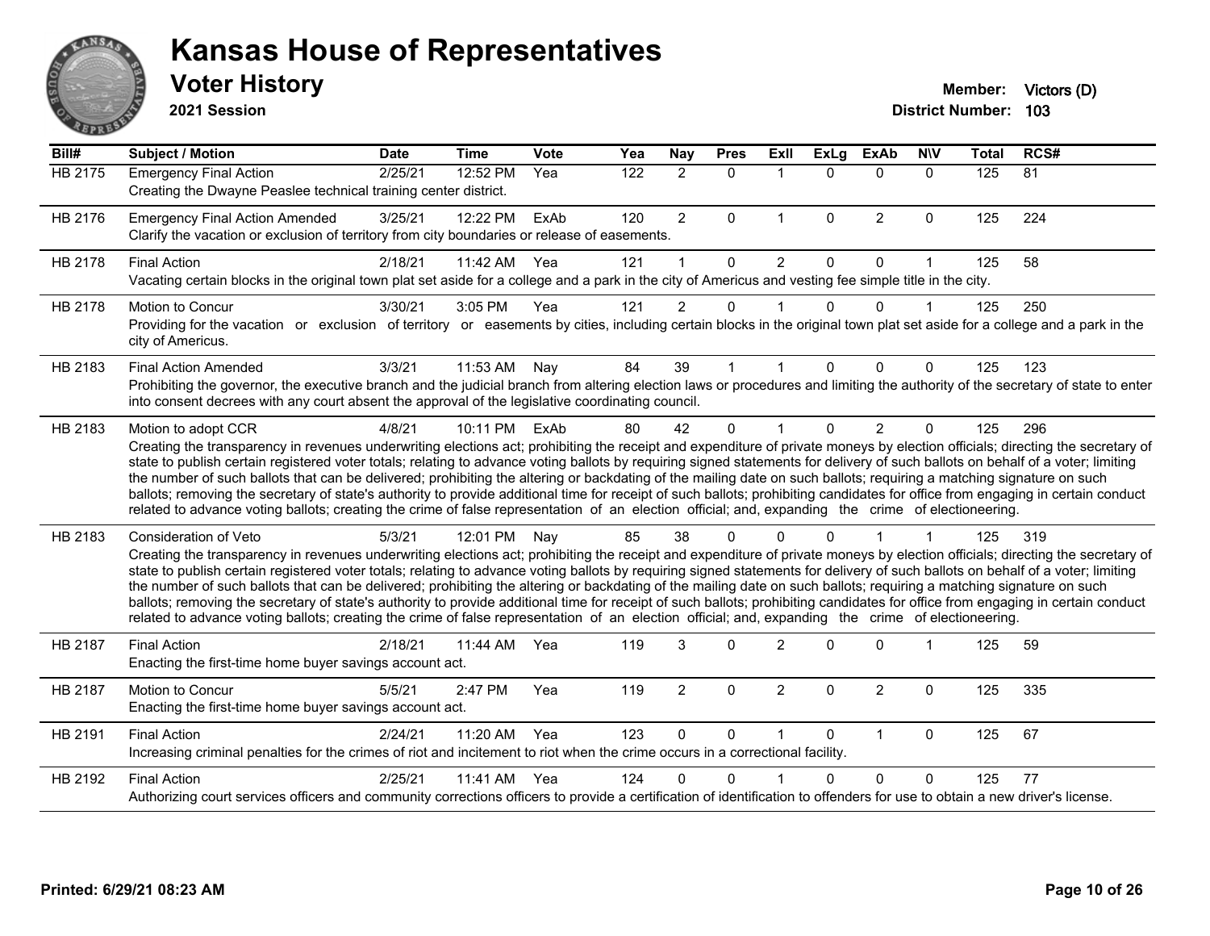# Kansas House of Representatives

## Voter History

**2021 Session**

**Member:** Victors (D)
**District Number:** 103

| Bill# | Subject / Motion | Date | Time | Vote | Yea | Nay | Pres | ExII | ExLg | ExAb | N\V | Total | RCS# |
|---|---|---|---|---|---|---|---|---|---|---|---|---|---|
| HB 2175 | Emergency Final Action | 2/25/21 | 12:52 PM | Yea | 122 | 2 | 0 | 1 | 0 | 0 | 0 | 125 | 81 |
| | Creating the Dwayne Peaslee technical training center district. | | | | | | | | | | | | |
| HB 2176 | Emergency Final Action Amended | 3/25/21 | 12:22 PM | ExAb | 120 | 2 | 0 | 1 | 0 | 2 | 0 | 125 | 224 |
| | Clarify the vacation or exclusion of territory from city boundaries or release of easements. | | | | | | | | | | | | |
| HB 2178 | Final Action | 2/18/21 | 11:42 AM | Yea | 121 | 1 | 0 | 2 | 0 | 0 | 1 | 125 | 58 |
| | Vacating certain blocks in the original town plat set aside for a college and a park in the city of Americus and vesting fee simple title in the city. | | | | | | | | | | | | |
| HB 2178 | Motion to Concur | 3/30/21 | 3:05 PM | Yea | 121 | 2 | 0 | 1 | 0 | 0 | 1 | 125 | 250 |
| | Providing for the vacation or exclusion of territory or easements by cities, including certain blocks in the original town plat set aside for a college and a park in the city of Americus. | | | | | | | | | | | | |
| HB 2183 | Final Action Amended | 3/3/21 | 11:53 AM | Nay | 84 | 39 | 1 | 1 | 0 | 0 | 0 | 125 | 123 |
| | Prohibiting the governor, the executive branch and the judicial branch from altering election laws or procedures and limiting the authority of the secretary of state to enter into consent decrees with any court absent the approval of the legislative coordinating council. | | | | | | | | | | | | |
| HB 2183 | Motion to adopt CCR | 4/8/21 | 10:11 PM | ExAb | 80 | 42 | 0 | 1 | 0 | 2 | 0 | 125 | 296 |
| | Creating the transparency in revenues underwriting elections act; prohibiting the receipt and expenditure of private moneys by election officials; directing the secretary of state to publish certain registered voter totals; relating to advance voting ballots by requiring signed statements for delivery of such ballots on behalf of a voter; limiting the number of such ballots that can be delivered; prohibiting the altering or backdating of the mailing date on such ballots; requiring a matching signature on such ballots; removing the secretary of state's authority to provide additional time for receipt of such ballots; prohibiting candidates for office from engaging in certain conduct related to advance voting ballots; creating the crime of false representation of an election official; and, expanding the crime of electioneering. | | | | | | | | | | | | |
| HB 2183 | Consideration of Veto | 5/3/21 | 12:01 PM | Nay | 85 | 38 | 0 | 0 | 0 | 1 | 1 | 125 | 319 |
| | Creating the transparency in revenues underwriting elections act; prohibiting the receipt and expenditure of private moneys by election officials; directing the secretary of state to publish certain registered voter totals; relating to advance voting ballots by requiring signed statements for delivery of such ballots on behalf of a voter; limiting the number of such ballots that can be delivered; prohibiting the altering or backdating of the mailing date on such ballots; requiring a matching signature on such ballots; removing the secretary of state's authority to provide additional time for receipt of such ballots; prohibiting candidates for office from engaging in certain conduct related to advance voting ballots; creating the crime of false representation of an election official; and, expanding the crime of electioneering. | | | | | | | | | | | | |
| HB 2187 | Final Action | 2/18/21 | 11:44 AM | Yea | 119 | 3 | 0 | 2 | 0 | 0 | 1 | 125 | 59 |
| | Enacting the first-time home buyer savings account act. | | | | | | | | | | | | |
| HB 2187 | Motion to Concur | 5/5/21 | 2:47 PM | Yea | 119 | 2 | 0 | 2 | 0 | 2 | 0 | 125 | 335 |
| | Enacting the first-time home buyer savings account act. | | | | | | | | | | | | |
| HB 2191 | Final Action | 2/24/21 | 11:20 AM | Yea | 123 | 0 | 0 | 1 | 0 | 1 | 0 | 125 | 67 |
| | Increasing criminal penalties for the crimes of riot and incitement to riot when the crime occurs in a correctional facility. | | | | | | | | | | | | |
| HB 2192 | Final Action | 2/25/21 | 11:41 AM | Yea | 124 | 0 | 0 | 1 | 0 | 0 | 0 | 125 | 77 |
| | Authorizing court services officers and community corrections officers to provide a certification of identification to offenders for use to obtain a new driver's license. | | | | | | | | | | | | |

Printed: 6/29/21 08:23 AM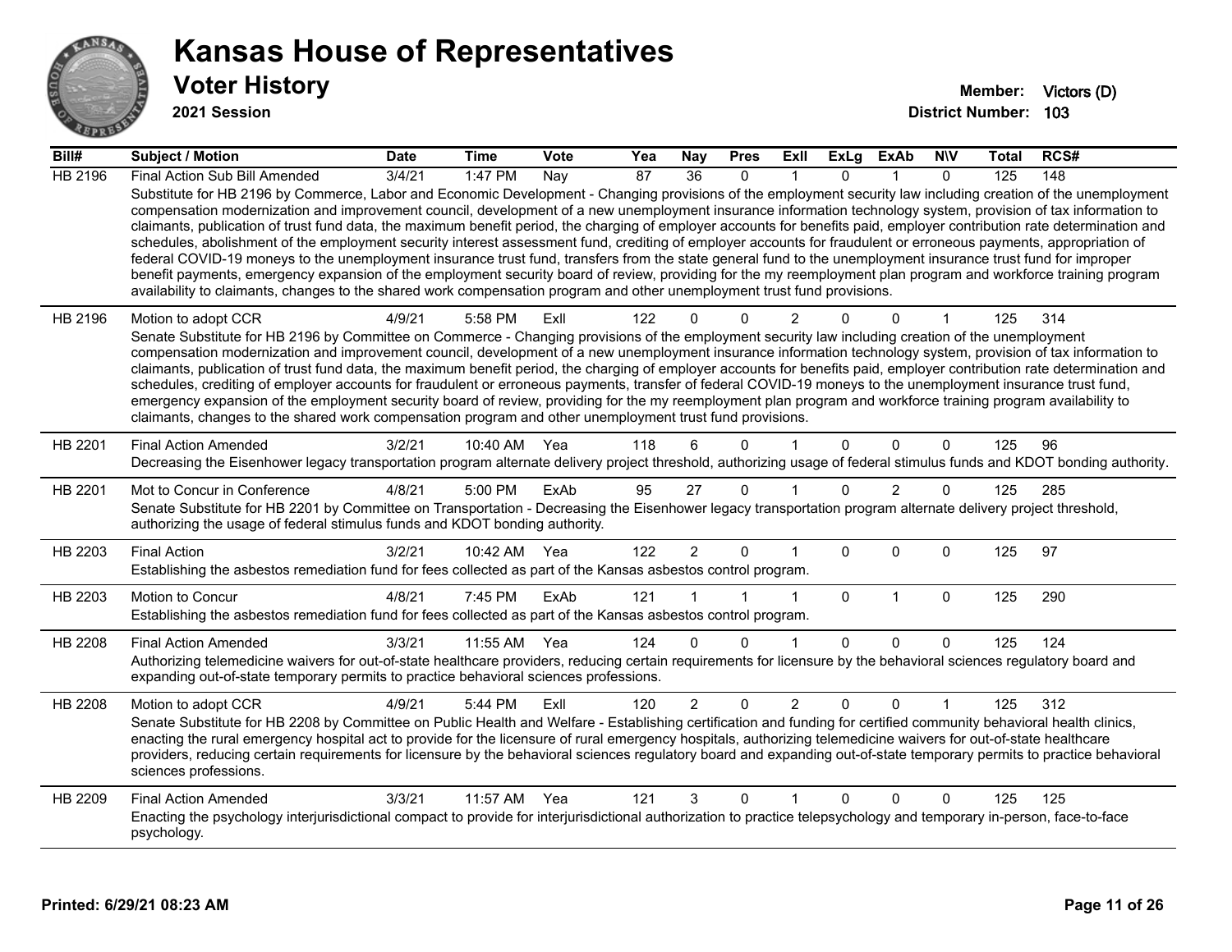# Kansas House of Representatives

## Voter History

**2021 Session**

**Member:** Victors (D)
**District Number:** 103

| Bill# | Subject / Motion | Date | Time | Vote | Yea | Nay | Pres | ExII | ExLg | ExAb | N\V | Total | RCS# |
|---|---|---|---|---|---|---|---|---|---|---|---|---|---|
| HB 2196 | Final Action Sub Bill Amended | 3/4/21 | 1:47 PM | Nay | 87 | 36 | 0 | 1 | 0 | 1 | 0 | 125 | 148 |
| | Substitute for HB 2196 by Commerce, Labor and Economic Development - Changing provisions of the employment security law including creation of the unemployment compensation modernization and improvement council, development of a new unemployment insurance information technology system, provision of tax information to claimants, publication of trust fund data, the maximum benefit period, the charging of employer accounts for benefits paid, employer contribution rate determination and schedules, abolishment of the employment security interest assessment fund, crediting of employer accounts for fraudulent or erroneous payments, appropriation of federal COVID-19 moneys to the unemployment insurance trust fund, transfers from the state general fund to the unemployment insurance trust fund for improper benefit payments, emergency expansion of the employment security board of review, providing for the my reemployment plan program and workforce training program availability to claimants, changes to the shared work compensation program and other unemployment trust fund provisions. | | | | | | | | | | | | |
| HB 2196 | Motion to adopt CCR | 4/9/21 | 5:58 PM | ExII | 122 | 0 | 0 | 2 | 0 | 0 | 1 | 125 | 314 |
| | Senate Substitute for HB 2196 by Committee on Commerce - Changing provisions of the employment security law including creation of the unemployment compensation modernization and improvement council, development of a new unemployment insurance information technology system, provision of tax information to claimants, publication of trust fund data, the maximum benefit period, the charging of employer accounts for benefits paid, employer contribution rate determination and schedules, crediting of employer accounts for fraudulent or erroneous payments, transfer of federal COVID-19 moneys to the unemployment insurance trust fund, emergency expansion of the employment security board of review, providing for the my reemployment plan program and workforce training program availability to claimants, changes to the shared work compensation program and other unemployment trust fund provisions. | | | | | | | | | | | | |
| HB 2201 | Final Action Amended | 3/2/21 | 10:40 AM | Yea | 118 | 6 | 0 | 1 | 0 | 0 | 0 | 125 | 96 |
| | Decreasing the Eisenhower legacy transportation program alternate delivery project threshold, authorizing usage of federal stimulus funds and KDOT bonding authority. | | | | | | | | | | | | |
| HB 2201 | Mot to Concur in Conference | 4/8/21 | 5:00 PM | ExAb | 95 | 27 | 0 | 1 | 0 | 2 | 0 | 125 | 285 |
| | Senate Substitute for HB 2201 by Committee on Transportation - Decreasing the Eisenhower legacy transportation program alternate delivery project threshold, authorizing the usage of federal stimulus funds and KDOT bonding authority. | | | | | | | | | | | | |
| HB 2203 | Final Action | 3/2/21 | 10:42 AM | Yea | 122 | 2 | 0 | 1 | 0 | 0 | 0 | 125 | 97 |
| | Establishing the asbestos remediation fund for fees collected as part of the Kansas asbestos control program. | | | | | | | | | | | | |
| HB 2203 | Motion to Concur | 4/8/21 | 7:45 PM | ExAb | 121 | 1 | 1 | 1 | 0 | 1 | 0 | 125 | 290 |
| | Establishing the asbestos remediation fund for fees collected as part of the Kansas asbestos control program. | | | | | | | | | | | | |
| HB 2208 | Final Action Amended | 3/3/21 | 11:55 AM | Yea | 124 | 0 | 0 | 1 | 0 | 0 | 0 | 125 | 124 |
| | Authorizing telemedicine waivers for out-of-state healthcare providers, reducing certain requirements for licensure by the behavioral sciences regulatory board and expanding out-of-state temporary permits to practice behavioral sciences professions. | | | | | | | | | | | | |
| HB 2208 | Motion to adopt CCR | 4/9/21 | 5:44 PM | ExII | 120 | 2 | 0 | 2 | 0 | 0 | 1 | 125 | 312 |
| | Senate Substitute for HB 2208 by Committee on Public Health and Welfare - Establishing certification and funding for certified community behavioral health clinics, enacting the rural emergency hospital act to provide for the licensure of rural emergency hospitals, authorizing telemedicine waivers for out-of-state healthcare providers, reducing certain requirements for licensure by the behavioral sciences regulatory board and expanding out-of-state temporary permits to practice behavioral sciences professions. | | | | | | | | | | | | |
| HB 2209 | Final Action Amended | 3/3/21 | 11:57 AM | Yea | 121 | 3 | 0 | 1 | 0 | 0 | 0 | 125 | 125 |
| | Enacting the psychology interjurisdictional compact to provide for interjurisdictional authorization to practice telepsychology and temporary in-person, face-to-face psychology. | | | | | | | | | | | | |

**Printed: 6/29/21 08:23 AM**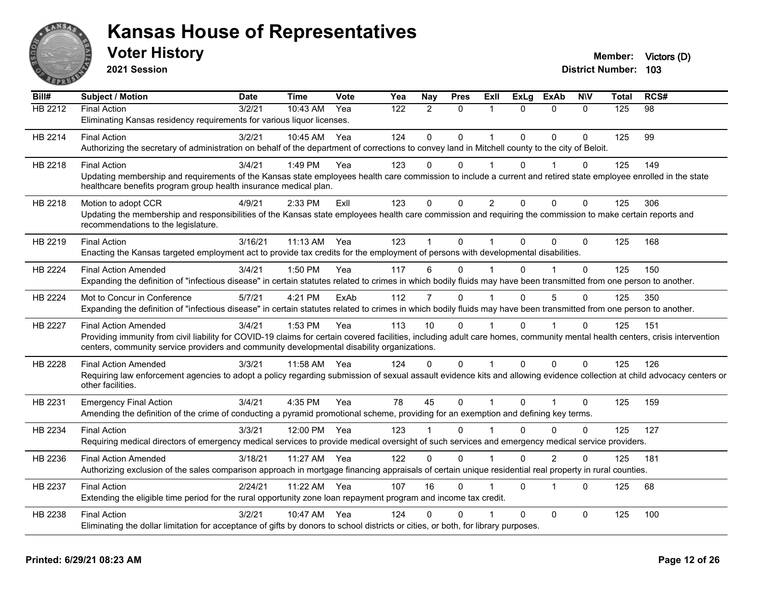# Kansas House of Representatives

## Voter History

**2021 Session**

**Member:** Victors (D)
**District Number:** 103

| Bill# | Subject / Motion | Date | Time | Vote | Yea | Nay | Pres | ExII | ExLg | ExAb | N\V | Total | RCS# |
|---|---|---|---|---|---|---|---|---|---|---|---|---|---|
| HB 2212 | Final Action | 3/2/21 | 10:43 AM | Yea | 122 | 2 | 0 | 1 | 0 | 0 | 0 | 125 | 98 |
| | Eliminating Kansas residency requirements for various liquor licenses. | | | | | | | | | | | | |
| HB 2214 | Final Action | 3/2/21 | 10:45 AM | Yea | 124 | 0 | 0 | 1 | 0 | 0 | 0 | 125 | 99 |
| | Authorizing the secretary of administration on behalf of the department of corrections to convey land in Mitchell county to the city of Beloit. | | | | | | | | | | | | |
| HB 2218 | Final Action | 3/4/21 | 1:49 PM | Yea | 123 | 0 | 0 | 1 | 0 | 1 | 0 | 125 | 149 |
| | Updating membership and requirements of the Kansas state employees health care commission to include a current and retired state employee enrolled in the state healthcare benefits program group health insurance medical plan. | | | | | | | | | | | | |
| HB 2218 | Motion to adopt CCR | 4/9/21 | 2:33 PM | ExII | 123 | 0 | 0 | 2 | 0 | 0 | 0 | 125 | 306 |
| | Updating the membership and responsibilities of the Kansas state employees health care commission and requiring the commission to make certain reports and recommendations to the legislature. | | | | | | | | | | | | |
| HB 2219 | Final Action | 3/16/21 | 11:13 AM | Yea | 123 | 1 | 0 | 1 | 0 | 0 | 0 | 125 | 168 |
| | Enacting the Kansas targeted employment act to provide tax credits for the employment of persons with developmental disabilities. | | | | | | | | | | | | |
| HB 2224 | Final Action Amended | 3/4/21 | 1:50 PM | Yea | 117 | 6 | 0 | 1 | 0 | 1 | 0 | 125 | 150 |
| | Expanding the definition of "infectious disease" in certain statutes related to crimes in which bodily fluids may have been transmitted from one person to another. | | | | | | | | | | | | |
| HB 2224 | Mot to Concur in Conference | 5/7/21 | 4:21 PM | ExAb | 112 | 7 | 0 | 1 | 0 | 5 | 0 | 125 | 350 |
| | Expanding the definition of "infectious disease" in certain statutes related to crimes in which bodily fluids may have been transmitted from one person to another. | | | | | | | | | | | | |
| HB 2227 | Final Action Amended | 3/4/21 | 1:53 PM | Yea | 113 | 10 | 0 | 1 | 0 | 1 | 0 | 125 | 151 |
| | Providing immunity from civil liability for COVID-19 claims for certain covered facilities, including adult care homes, community mental health centers, crisis intervention centers, community service providers and community developmental disability organizations. | | | | | | | | | | | | |
| HB 2228 | Final Action Amended | 3/3/21 | 11:58 AM | Yea | 124 | 0 | 0 | 1 | 0 | 0 | 0 | 125 | 126 |
| | Requiring law enforcement agencies to adopt a policy regarding submission of sexual assault evidence kits and allowing evidence collection at child advocacy centers or other facilities. | | | | | | | | | | | | |
| HB 2231 | Emergency Final Action | 3/4/21 | 4:35 PM | Yea | 78 | 45 | 0 | 1 | 0 | 1 | 0 | 125 | 159 |
| | Amending the definition of the crime of conducting a pyramid promotional scheme, providing for an exemption and defining key terms. | | | | | | | | | | | | |
| HB 2234 | Final Action | 3/3/21 | 12:00 PM | Yea | 123 | 1 | 0 | 1 | 0 | 0 | 0 | 125 | 127 |
| | Requiring medical directors of emergency medical services to provide medical oversight of such services and emergency medical service providers. | | | | | | | | | | | | |
| HB 2236 | Final Action Amended | 3/18/21 | 11:27 AM | Yea | 122 | 0 | 0 | 1 | 0 | 2 | 0 | 125 | 181 |
| | Authorizing exclusion of the sales comparison approach in mortgage financing appraisals of certain unique residential real property in rural counties. | | | | | | | | | | | | |
| HB 2237 | Final Action | 2/24/21 | 11:22 AM | Yea | 107 | 16 | 0 | 1 | 0 | 1 | 0 | 125 | 68 |
| | Extending the eligible time period for the rural opportunity zone loan repayment program and income tax credit. | | | | | | | | | | | | |
| HB 2238 | Final Action | 3/2/21 | 10:47 AM | Yea | 124 | 0 | 0 | 1 | 0 | 0 | 0 | 125 | 100 |
| | Eliminating the dollar limitation for acceptance of gifts by donors to school districts or cities, or both, for library purposes. | | | | | | | | | | | | |

**Printed: 6/29/21 08:23 AM**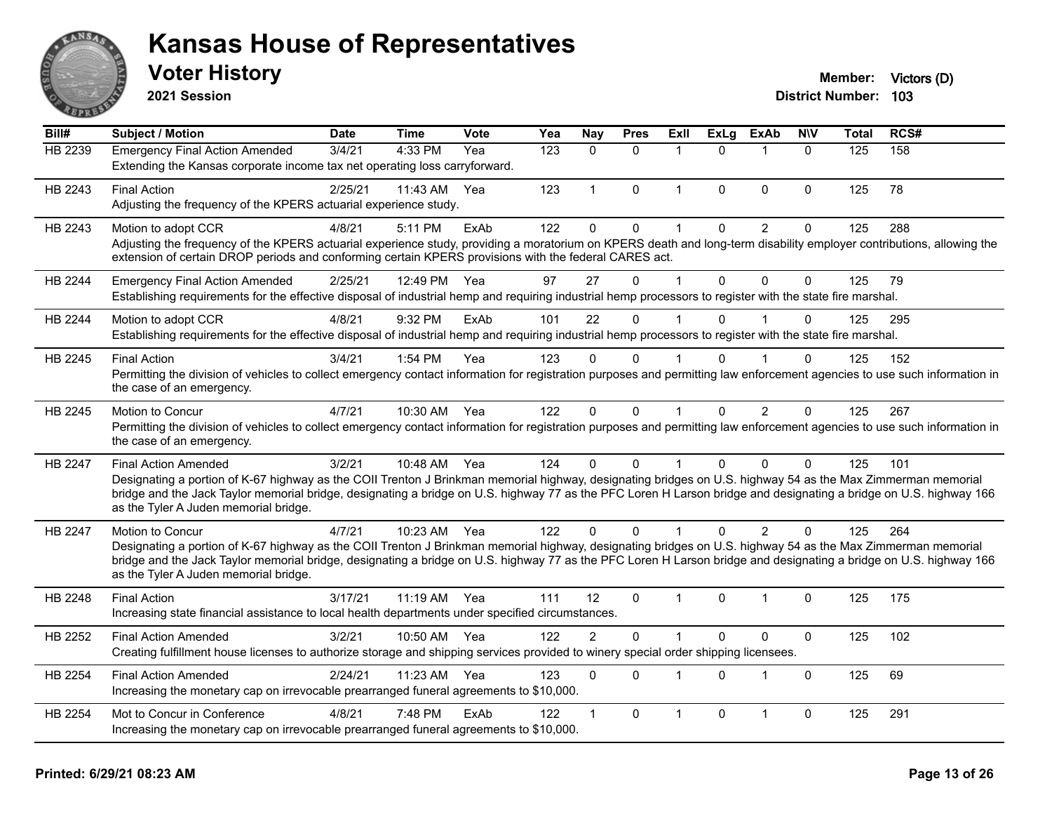# Kansas House of Representatives

## Voter History

**2021 Session**

**Member:** Victors (D)
**District Number:** 103

| Bill# | Subject / Motion | Date | Time | Vote | Yea | Nay | Pres | ExII | ExLg | ExAb | N\V | Total | RCS# |
|---|---|---|---|---|---|---|---|---|---|---|---|---|---|
| HB 2239 | Emergency Final Action Amended | 3/4/21 | 4:33 PM | Yea | 123 | 0 | 0 | 1 | 0 | 1 | 0 | 125 | 158 |
| | Extending the Kansas corporate income tax net operating loss carryforward. | | | | | | | | | | | | |
| HB 2243 | Final Action | 2/25/21 | 11:43 AM | Yea | 123 | 1 | 0 | 1 | 0 | 0 | 0 | 125 | 78 |
| | Adjusting the frequency of the KPERS actuarial experience study. | | | | | | | | | | | | |
| HB 2243 | Motion to adopt CCR | 4/8/21 | 5:11 PM | ExAb | 122 | 0 | 0 | 1 | 0 | 2 | 0 | 125 | 288 |
| | Adjusting the frequency of the KPERS actuarial experience study, providing a moratorium on KPERS death and long-term disability employer contributions, allowing the extension of certain DROP periods and conforming certain KPERS provisions with the federal CARES act. | | | | | | | | | | | | |
| HB 2244 | Emergency Final Action Amended | 2/25/21 | 12:49 PM | Yea | 97 | 27 | 0 | 1 | 0 | 0 | 0 | 125 | 79 |
| | Establishing requirements for the effective disposal of industrial hemp and requiring industrial hemp processors to register with the state fire marshal. | | | | | | | | | | | | |
| HB 2244 | Motion to adopt CCR | 4/8/21 | 9:32 PM | ExAb | 101 | 22 | 0 | 1 | 0 | 1 | 0 | 125 | 295 |
| | Establishing requirements for the effective disposal of industrial hemp and requiring industrial hemp processors to register with the state fire marshal. | | | | | | | | | | | | |
| HB 2245 | Final Action | 3/4/21 | 1:54 PM | Yea | 123 | 0 | 0 | 1 | 0 | 1 | 0 | 125 | 152 |
| | Permitting the division of vehicles to collect emergency contact information for registration purposes and permitting law enforcement agencies to use such information in the case of an emergency. | | | | | | | | | | | | |
| HB 2245 | Motion to Concur | 4/7/21 | 10:30 AM | Yea | 122 | 0 | 0 | 1 | 0 | 2 | 0 | 125 | 267 |
| | Permitting the division of vehicles to collect emergency contact information for registration purposes and permitting law enforcement agencies to use such information in the case of an emergency. | | | | | | | | | | | | |
| HB 2247 | Final Action Amended | 3/2/21 | 10:48 AM | Yea | 124 | 0 | 0 | 1 | 0 | 0 | 0 | 125 | 101 |
| | Designating a portion of K-67 highway as the COII Trenton J Brinkman memorial highway, designating bridges on U.S. highway 54 as the Max Zimmerman memorial bridge and the Jack Taylor memorial bridge, designating a bridge on U.S. highway 77 as the PFC Loren H Larson bridge and designating a bridge on U.S. highway 166 as the Tyler A Juden memorial bridge. | | | | | | | | | | | | |
| HB 2247 | Motion to Concur | 4/7/21 | 10:23 AM | Yea | 122 | 0 | 0 | 1 | 0 | 2 | 0 | 125 | 264 |
| | Designating a portion of K-67 highway as the COII Trenton J Brinkman memorial highway, designating bridges on U.S. highway 54 as the Max Zimmerman memorial bridge and the Jack Taylor memorial bridge, designating a bridge on U.S. highway 77 as the PFC Loren H Larson bridge and designating a bridge on U.S. highway 166 as the Tyler A Juden memorial bridge. | | | | | | | | | | | | |
| HB 2248 | Final Action | 3/17/21 | 11:19 AM | Yea | 111 | 12 | 0 | 1 | 0 | 1 | 0 | 125 | 175 |
| | Increasing state financial assistance to local health departments under specified circumstances. | | | | | | | | | | | | |
| HB 2252 | Final Action Amended | 3/2/21 | 10:50 AM | Yea | 122 | 2 | 0 | 1 | 0 | 0 | 0 | 125 | 102 |
| | Creating fulfillment house licenses to authorize storage and shipping services provided to winery special order shipping licensees. | | | | | | | | | | | | |
| HB 2254 | Final Action Amended | 2/24/21 | 11:23 AM | Yea | 123 | 0 | 0 | 1 | 0 | 1 | 0 | 125 | 69 |
| | Increasing the monetary cap on irrevocable prearranged funeral agreements to $10,000. | | | | | | | | | | | | |
| HB 2254 | Mot to Concur in Conference | 4/8/21 | 7:48 PM | ExAb | 122 | 1 | 0 | 1 | 0 | 1 | 0 | 125 | 291 |
| | Increasing the monetary cap on irrevocable prearranged funeral agreements to $10,000. | | | | | | | | | | | | |

**Printed: 6/29/21 08:23 AM**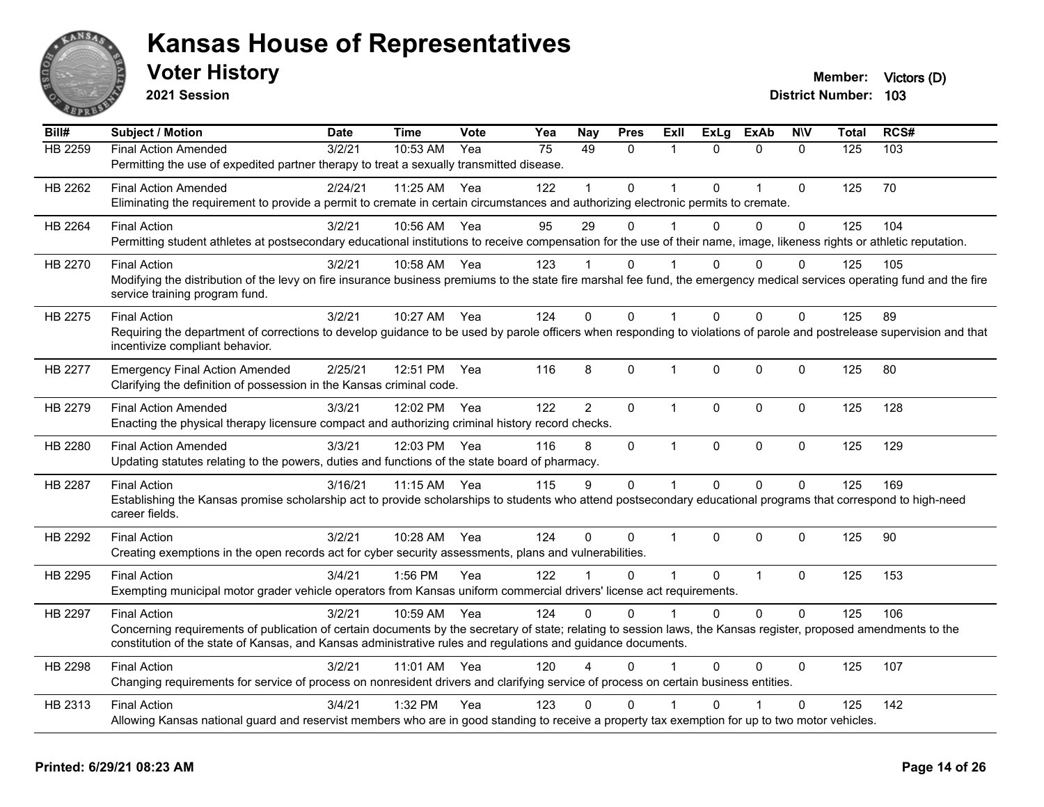# Kansas House of Representatives

## Voter History

**2021 Session**

**Member:** Victors (D)
**District Number:** 103

| Bill# | Subject / Motion | Date | Time | Vote | Yea | Nay | Pres | ExII | ExLg | ExAb | N\V | Total | RCS# |
|---|---|---|---|---|---|---|---|---|---|---|---|---|---|
| HB 2259 | Final Action Amended | 3/2/21 | 10:53 AM | Yea | 75 | 49 | 0 | 1 | 0 | 0 | 0 | 125 | 103 |
| | Permitting the use of expedited partner therapy to treat a sexually transmitted disease. | | | | | | | | | | | | |
| HB 2262 | Final Action Amended | 2/24/21 | 11:25 AM | Yea | 122 | 1 | 0 | 1 | 0 | 1 | 0 | 125 | 70 |
| | Eliminating the requirement to provide a permit to cremate in certain circumstances and authorizing electronic permits to cremate. | | | | | | | | | | | | |
| HB 2264 | Final Action | 3/2/21 | 10:56 AM | Yea | 95 | 29 | 0 | 1 | 0 | 0 | 0 | 125 | 104 |
| | Permitting student athletes at postsecondary educational institutions to receive compensation for the use of their name, image, likeness rights or athletic reputation. | | | | | | | | | | | | |
| HB 2270 | Final Action | 3/2/21 | 10:58 AM | Yea | 123 | 1 | 0 | 1 | 0 | 0 | 0 | 125 | 105 |
| | Modifying the distribution of the levy on fire insurance business premiums to the state fire marshal fee fund, the emergency medical services operating fund and the fire service training program fund. | | | | | | | | | | | | |
| HB 2275 | Final Action | 3/2/21 | 10:27 AM | Yea | 124 | 0 | 0 | 1 | 0 | 0 | 0 | 125 | 89 |
| | Requiring the department of corrections to develop guidance to be used by parole officers when responding to violations of parole and postrelease supervision and that incentivize compliant behavior. | | | | | | | | | | | | |
| HB 2277 | Emergency Final Action Amended | 2/25/21 | 12:51 PM | Yea | 116 | 8 | 0 | 1 | 0 | 0 | 0 | 125 | 80 |
| | Clarifying the definition of possession in the Kansas criminal code. | | | | | | | | | | | | |
| HB 2279 | Final Action Amended | 3/3/21 | 12:02 PM | Yea | 122 | 2 | 0 | 1 | 0 | 0 | 0 | 125 | 128 |
| | Enacting the physical therapy licensure compact and authorizing criminal history record checks. | | | | | | | | | | | | |
| HB 2280 | Final Action Amended | 3/3/21 | 12:03 PM | Yea | 116 | 8 | 0 | 1 | 0 | 0 | 0 | 125 | 129 |
| | Updating statutes relating to the powers, duties and functions of the state board of pharmacy. | | | | | | | | | | | | |
| HB 2287 | Final Action | 3/16/21 | 11:15 AM | Yea | 115 | 9 | 0 | 1 | 0 | 0 | 0 | 125 | 169 |
| | Establishing the Kansas promise scholarship act to provide scholarships to students who attend postsecondary educational programs that correspond to high-need career fields. | | | | | | | | | | | | |
| HB 2292 | Final Action | 3/2/21 | 10:28 AM | Yea | 124 | 0 | 0 | 1 | 0 | 0 | 0 | 125 | 90 |
| | Creating exemptions in the open records act for cyber security assessments, plans and vulnerabilities. | | | | | | | | | | | | |
| HB 2295 | Final Action | 3/4/21 | 1:56 PM | Yea | 122 | 1 | 0 | 1 | 0 | 1 | 0 | 125 | 153 |
| | Exempting municipal motor grader vehicle operators from Kansas uniform commercial drivers' license act requirements. | | | | | | | | | | | | |
| HB 2297 | Final Action | 3/2/21 | 10:59 AM | Yea | 124 | 0 | 0 | 1 | 0 | 0 | 0 | 125 | 106 |
| | Concerning requirements of publication of certain documents by the secretary of state; relating to session laws, the Kansas register, proposed amendments to the constitution of the state of Kansas, and Kansas administrative rules and regulations and guidance documents. | | | | | | | | | | | | |
| HB 2298 | Final Action | 3/2/21 | 11:01 AM | Yea | 120 | 4 | 0 | 1 | 0 | 0 | 0 | 125 | 107 |
| | Changing requirements for service of process on nonresident drivers and clarifying service of process on certain business entities. | | | | | | | | | | | | |
| HB 2313 | Final Action | 3/4/21 | 1:32 PM | Yea | 123 | 0 | 0 | 1 | 0 | 1 | 0 | 125 | 142 |
| | Allowing Kansas national guard and reservist members who are in good standing to receive a property tax exemption for up to two motor vehicles. | | | | | | | | | | | | |

**Printed: 6/29/21 08:23 AM**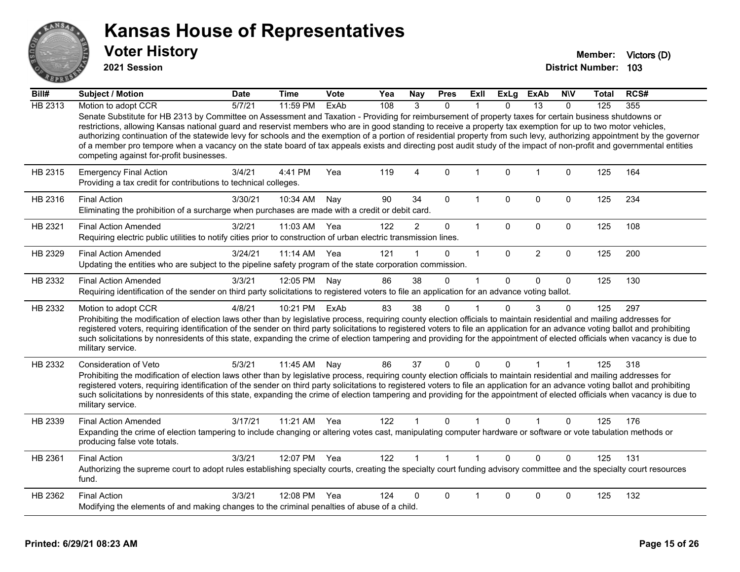# Kansas House of Representatives

## Voter History

**2021 Session**

**Member:** Victors (D)
**District Number:** 103

| Bill# | Subject / Motion | Date | Time | Vote | Yea | Nay | Pres | ExII | ExLg | ExAb | N\V | Total | RCS# |
|---|---|---|---|---|---|---|---|---|---|---|---|---|---|
| HB 2313 | Motion to adopt CCR | 5/7/21 | 11:59 PM | ExAb | 108 | 3 | 0 | 1 | 0 | 13 | 0 | 125 | 355 |
| | Senate Substitute for HB 2313 by Committee on Assessment and Taxation - Providing for reimbursement of property taxes for certain business shutdowns or restrictions, allowing Kansas national guard and reservist members who are in good standing to receive a property tax exemption for up to two motor vehicles, authorizing continuation of the statewide levy for schools and the exemption of a portion of residential property from such levy, authorizing appointment by the governor of a member pro tempore when a vacancy on the state board of tax appeals exists and directing post audit study of the impact of non-profit and governmental entities competing against for-profit businesses. | | | | | | | | | | | | |
| HB 2315 | Emergency Final Action | 3/4/21 | 4:41 PM | Yea | 119 | 4 | 0 | 1 | 0 | 1 | 0 | 125 | 164 |
| | Providing a tax credit for contributions to technical colleges. | | | | | | | | | | | | |
| HB 2316 | Final Action | 3/30/21 | 10:34 AM | Nay | 90 | 34 | 0 | 1 | 0 | 0 | 0 | 125 | 234 |
| | Eliminating the prohibition of a surcharge when purchases are made with a credit or debit card. | | | | | | | | | | | | |
| HB 2321 | Final Action Amended | 3/2/21 | 11:03 AM | Yea | 122 | 2 | 0 | 1 | 0 | 0 | 0 | 125 | 108 |
| | Requiring electric public utilities to notify cities prior to construction of urban electric transmission lines. | | | | | | | | | | | | |
| HB 2329 | Final Action Amended | 3/24/21 | 11:14 AM | Yea | 121 | 1 | 0 | 1 | 0 | 2 | 0 | 125 | 200 |
| | Updating the entities who are subject to the pipeline safety program of the state corporation commission. | | | | | | | | | | | | |
| HB 2332 | Final Action Amended | 3/3/21 | 12:05 PM | Nay | 86 | 38 | 0 | 1 | 0 | 0 | 0 | 125 | 130 |
| | Requiring identification of the sender on third party solicitations to registered voters to file an application for an advance voting ballot. | | | | | | | | | | | | |
| HB 2332 | Motion to adopt CCR | 4/8/21 | 10:21 PM | ExAb | 83 | 38 | 0 | 1 | 0 | 3 | 0 | 125 | 297 |
| | Prohibiting the modification of election laws other than by legislative process, requiring county election officials to maintain residential and mailing addresses for registered voters, requiring identification of the sender on third party solicitations to registered voters to file an application for an advance voting ballot and prohibiting such solicitations by nonresidents of this state, expanding the crime of election tampering and providing for the appointment of elected officials when vacancy is due to military service. | | | | | | | | | | | | |
| HB 2332 | Consideration of Veto | 5/3/21 | 11:45 AM | Nay | 86 | 37 | 0 | 0 | 0 | 1 | 1 | 125 | 318 |
| | Prohibiting the modification of election laws other than by legislative process, requiring county election officials to maintain residential and mailing addresses for registered voters, requiring identification of the sender on third party solicitations to registered voters to file an application for an advance voting ballot and prohibiting such solicitations by nonresidents of this state, expanding the crime of election tampering and providing for the appointment of elected officials when vacancy is due to military service. | | | | | | | | | | | | |
| HB 2339 | Final Action Amended | 3/17/21 | 11:21 AM | Yea | 122 | 1 | 0 | 1 | 0 | 1 | 0 | 125 | 176 |
| | Expanding the crime of election tampering to include changing or altering votes cast, manipulating computer hardware or software or vote tabulation methods or producing false vote totals. | | | | | | | | | | | | |
| HB 2361 | Final Action | 3/3/21 | 12:07 PM | Yea | 122 | 1 | 1 | 1 | 0 | 0 | 0 | 125 | 131 |
| | Authorizing the supreme court to adopt rules establishing specialty courts, creating the specialty court funding advisory committee and the specialty court resources fund. | | | | | | | | | | | | |
| HB 2362 | Final Action | 3/3/21 | 12:08 PM | Yea | 124 | 0 | 0 | 1 | 0 | 0 | 0 | 125 | 132 |
| | Modifying the elements of and making changes to the criminal penalties of abuse of a child. | | | | | | | | | | | | |

**Printed: 6/29/21 08:23 AM**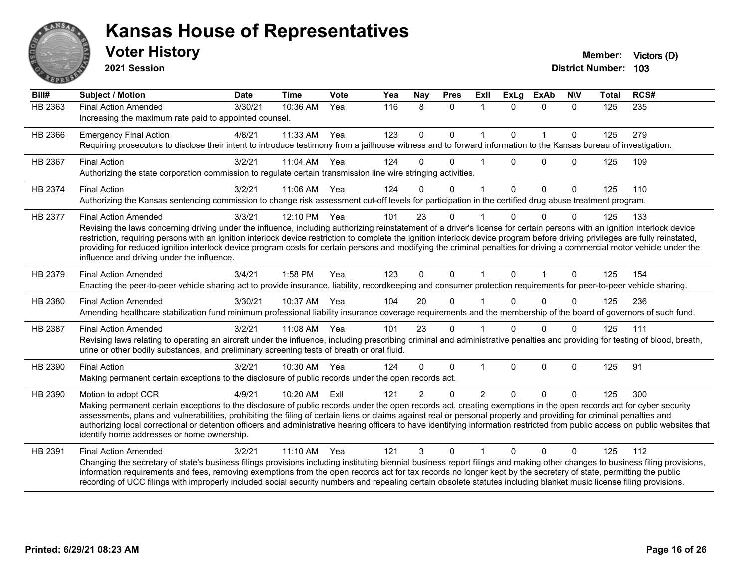# Kansas House of Representatives

## Voter History

**2021 Session**

**Member:** Victors (D)
**District Number:** 103

| Bill# | Subject / Motion | Date | Time | Vote | Yea | Nay | Pres | ExII | ExLg | ExAb | N\V | Total | RCS# |
|---|---|---|---|---|---|---|---|---|---|---|---|---|---|
| HB 2363 | Final Action Amended | 3/30/21 | 10:36 AM | Yea | 116 | 8 | 0 | 1 | 0 | 0 | 0 | 125 | 235 |
| | Increasing the maximum rate paid to appointed counsel. | | | | | | | | | | | | |
| HB 2366 | Emergency Final Action | 4/8/21 | 11:33 AM | Yea | 123 | 0 | 0 | 1 | 0 | 1 | 0 | 125 | 279 |
| | Requiring prosecutors to disclose their intent to introduce testimony from a jailhouse witness and to forward information to the Kansas bureau of investigation. | | | | | | | | | | | | |
| HB 2367 | Final Action | 3/2/21 | 11:04 AM | Yea | 124 | 0 | 0 | 1 | 0 | 0 | 0 | 125 | 109 |
| | Authorizing the state corporation commission to regulate certain transmission line wire stringing activities. | | | | | | | | | | | | |
| HB 2374 | Final Action | 3/2/21 | 11:06 AM | Yea | 124 | 0 | 0 | 1 | 0 | 0 | 0 | 125 | 110 |
| | Authorizing the Kansas sentencing commission to change risk assessment cut-off levels for participation in the certified drug abuse treatment program. | | | | | | | | | | | | |
| HB 2377 | Final Action Amended | 3/3/21 | 12:10 PM | Yea | 101 | 23 | 0 | 1 | 0 | 0 | 0 | 125 | 133 |
| | Revising the laws concerning driving under the influence, including authorizing reinstatement of a driver's license for certain persons with an ignition interlock device restriction, requiring persons with an ignition interlock device restriction to complete the ignition interlock device program before driving privileges are fully reinstated, providing for reduced ignition interlock device program costs for certain persons and modifying the criminal penalties for driving a commercial motor vehicle under the influence and driving under the influence. | | | | | | | | | | | | |
| HB 2379 | Final Action Amended | 3/4/21 | 1:58 PM | Yea | 123 | 0 | 0 | 1 | 0 | 1 | 0 | 125 | 154 |
| | Enacting the peer-to-peer vehicle sharing act to provide insurance, liability, recordkeeping and consumer protection requirements for peer-to-peer vehicle sharing. | | | | | | | | | | | | |
| HB 2380 | Final Action Amended | 3/30/21 | 10:37 AM | Yea | 104 | 20 | 0 | 1 | 0 | 0 | 0 | 125 | 236 |
| | Amending healthcare stabilization fund minimum professional liability insurance coverage requirements and the membership of the board of governors of such fund. | | | | | | | | | | | | |
| HB 2387 | Final Action Amended | 3/2/21 | 11:08 AM | Yea | 101 | 23 | 0 | 1 | 0 | 0 | 0 | 125 | 111 |
| | Revising laws relating to operating an aircraft under the influence, including prescribing criminal and administrative penalties and providing for testing of blood, breath, urine or other bodily substances, and preliminary screening tests of breath or oral fluid. | | | | | | | | | | | | |
| HB 2390 | Final Action | 3/2/21 | 10:30 AM | Yea | 124 | 0 | 0 | 1 | 0 | 0 | 0 | 125 | 91 |
| | Making permanent certain exceptions to the disclosure of public records under the open records act. | | | | | | | | | | | | |
| HB 2390 | Motion to adopt CCR | 4/9/21 | 10:20 AM | ExII | 121 | 2 | 0 | 2 | 0 | 0 | 0 | 125 | 300 |
| | Making permanent certain exceptions to the disclosure of public records under the open records act, creating exemptions in the open records act for cyber security assessments, plans and vulnerabilities, prohibiting the filing of certain liens or claims against real or personal property and providing for criminal penalties and authorizing local correctional or detention officers and administrative hearing officers to have identifying information restricted from public access on public websites that identify home addresses or home ownership. | | | | | | | | | | | | |
| HB 2391 | Final Action Amended | 3/2/21 | 11:10 AM | Yea | 121 | 3 | 0 | 1 | 0 | 0 | 0 | 125 | 112 |
| | Changing the secretary of state's business filings provisions including instituting biennial business report filings and making other changes to business filing provisions, information requirements and fees, removing exemptions from the open records act for tax records no longer kept by the secretary of state, permitting the public recording of UCC filings with improperly included social security numbers and repealing certain obsolete statutes including blanket music license filing provisions. | | | | | | | | | | | | |

Printed: 6/29/21 08:23 AM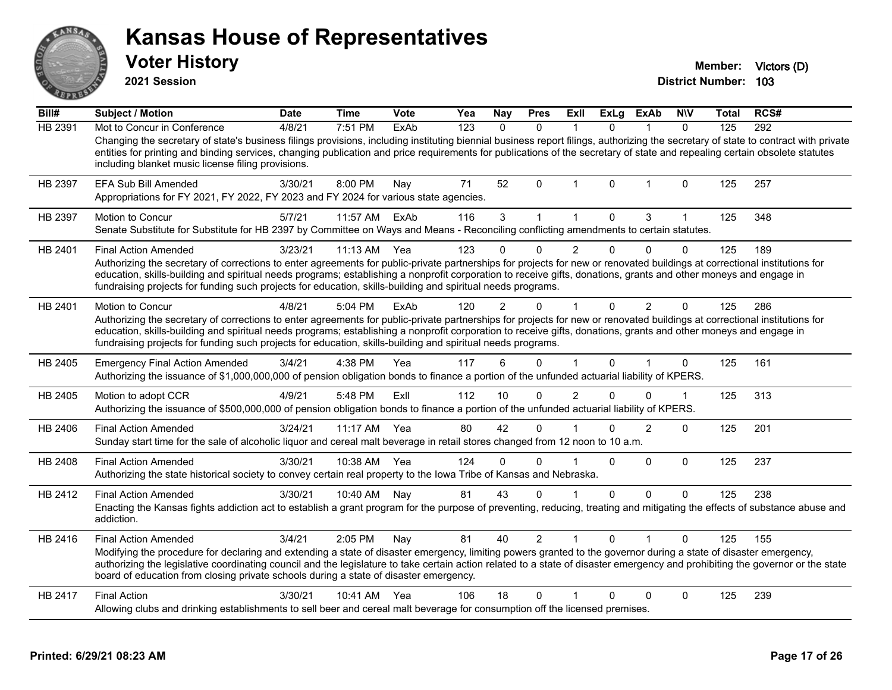# Kansas House of Representatives

## Voter History

**2021 Session**

**Member:** Victors (D)

**District Number:** 103

| Bill# | Subject / Motion | Date | Time | Vote | Yea | Nay | Pres | ExII | ExLg | ExAb | N\V | Total | RCS# |
|---|---|---|---|---|---|---|---|---|---|---|---|---|---|
| HB 2391 | Mot to Concur in Conference | 4/8/21 | 7:51 PM | ExAb | 123 | 0 | 0 | 1 | 0 | 1 | 0 | 125 | 292 |
| | Changing the secretary of state's business filings provisions, including instituting biennial business report filings, authorizing the secretary of state to contract with private entities for printing and binding services, changing publication and price requirements for publications of the secretary of state and repealing certain obsolete statutes including blanket music license filing provisions. | | | | | | | | | | | | |
| HB 2397 | EFA Sub Bill Amended | 3/30/21 | 8:00 PM | Nay | 71 | 52 | 0 | 1 | 0 | 1 | 0 | 125 | 257 |
| | Appropriations for FY 2021, FY 2022, FY 2023 and FY 2024 for various state agencies. | | | | | | | | | | | | |
| HB 2397 | Motion to Concur | 5/7/21 | 11:57 AM | ExAb | 116 | 3 | 1 | 1 | 0 | 3 | 1 | 125 | 348 |
| | Senate Substitute for Substitute for HB 2397 by Committee on Ways and Means - Reconciling conflicting amendments to certain statutes. | | | | | | | | | | | | |
| HB 2401 | Final Action Amended | 3/23/21 | 11:13 AM | Yea | 123 | 0 | 0 | 2 | 0 | 0 | 0 | 125 | 189 |
| | Authorizing the secretary of corrections to enter agreements for public-private partnerships for projects for new or renovated buildings at correctional institutions for education, skills-building and spiritual needs programs; establishing a nonprofit corporation to receive gifts, donations, grants and other moneys and engage in fundraising projects for funding such projects for education, skills-building and spiritual needs programs. | | | | | | | | | | | | |
| HB 2401 | Motion to Concur | 4/8/21 | 5:04 PM | ExAb | 120 | 2 | 0 | 1 | 0 | 2 | 0 | 125 | 286 |
| | Authorizing the secretary of corrections to enter agreements for public-private partnerships for projects for new or renovated buildings at correctional institutions for education, skills-building and spiritual needs programs; establishing a nonprofit corporation to receive gifts, donations, grants and other moneys and engage in fundraising projects for funding such projects for education, skills-building and spiritual needs programs. | | | | | | | | | | | | |
| HB 2405 | Emergency Final Action Amended | 3/4/21 | 4:38 PM | Yea | 117 | 6 | 0 | 1 | 0 | 1 | 0 | 125 | 161 |
| | Authorizing the issuance of $1,000,000,000 of pension obligation bonds to finance a portion of the unfunded actuarial liability of KPERS. | | | | | | | | | | | | |
| HB 2405 | Motion to adopt CCR | 4/9/21 | 5:48 PM | ExII | 112 | 10 | 0 | 2 | 0 | 0 | 1 | 125 | 313 |
| | Authorizing the issuance of $500,000,000 of pension obligation bonds to finance a portion of the unfunded actuarial liability of KPERS. | | | | | | | | | | | | |
| HB 2406 | Final Action Amended | 3/24/21 | 11:17 AM | Yea | 80 | 42 | 0 | 1 | 0 | 2 | 0 | 125 | 201 |
| | Sunday start time for the sale of alcoholic liquor and cereal malt beverage in retail stores changed from 12 noon to 10 a.m. | | | | | | | | | | | | |
| HB 2408 | Final Action Amended | 3/30/21 | 10:38 AM | Yea | 124 | 0 | 0 | 1 | 0 | 0 | 0 | 125 | 237 |
| | Authorizing the state historical society to convey certain real property to the Iowa Tribe of Kansas and Nebraska. | | | | | | | | | | | | |
| HB 2412 | Final Action Amended | 3/30/21 | 10:40 AM | Nay | 81 | 43 | 0 | 1 | 0 | 0 | 0 | 125 | 238 |
| | Enacting the Kansas fights addiction act to establish a grant program for the purpose of preventing, reducing, treating and mitigating the effects of substance abuse and addiction. | | | | | | | | | | | | |
| HB 2416 | Final Action Amended | 3/4/21 | 2:05 PM | Nay | 81 | 40 | 2 | 1 | 0 | 1 | 0 | 125 | 155 |
| | Modifying the procedure for declaring and extending a state of disaster emergency, limiting powers granted to the governor during a state of disaster emergency, authorizing the legislative coordinating council and the legislature to take certain action related to a state of disaster emergency and prohibiting the governor or the state board of education from closing private schools during a state of disaster emergency. | | | | | | | | | | | | |
| HB 2417 | Final Action | 3/30/21 | 10:41 AM | Yea | 106 | 18 | 0 | 1 | 0 | 0 | 0 | 125 | 239 |
| | Allowing clubs and drinking establishments to sell beer and cereal malt beverage for consumption off the licensed premises. | | | | | | | | | | | | |

**Printed: 6/29/21 08:23 AM**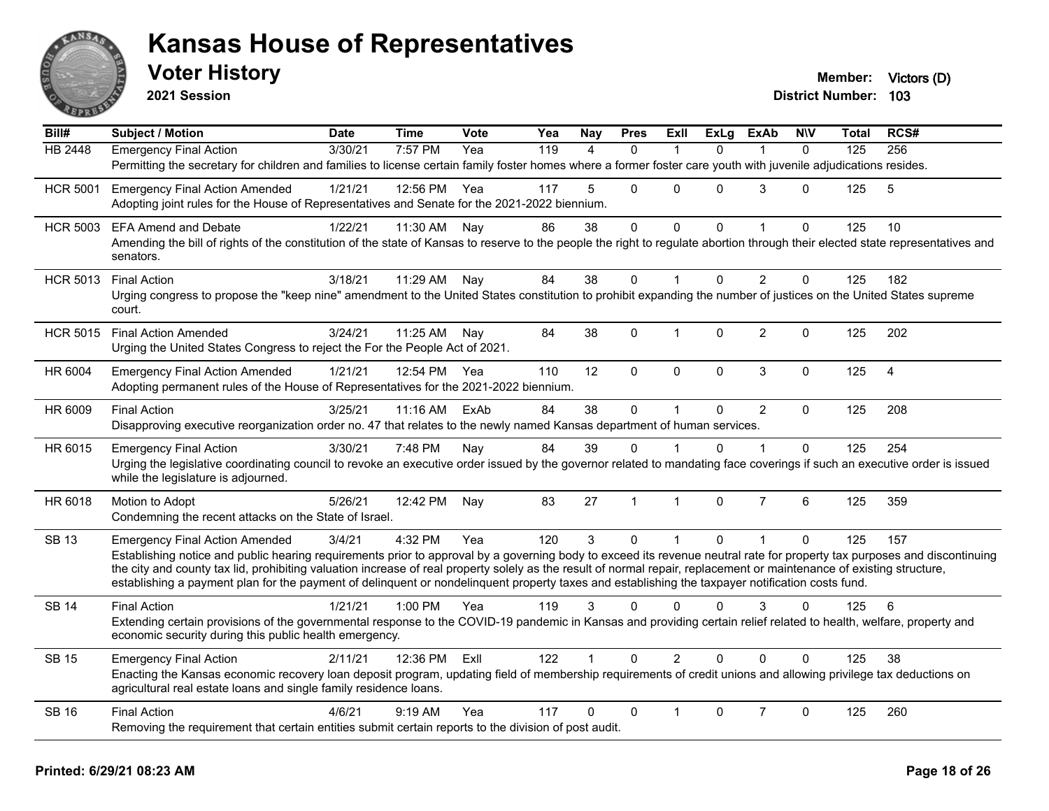# Kansas House of Representatives

## Voter History

**2021 Session**

**Member:** Victors (D)
**District Number:** 103

| Bill# | Subject / Motion | Date | Time | Vote | Yea | Nay | Pres | ExII | ExLg | ExAb | N\V | Total | RCS# |
|---|---|---|---|---|---|---|---|---|---|---|---|---|---|
| HB 2448 | Emergency Final Action | 3/30/21 | 7:57 PM | Yea | 119 | 4 | 0 | 1 | 0 | 1 | 0 | 125 | 256 |
| | Permitting the secretary for children and families to license certain family foster homes where a former foster care youth with juvenile adjudications resides. | | | | | | | | | | | | |
| HCR 5001 | Emergency Final Action Amended | 1/21/21 | 12:56 PM | Yea | 117 | 5 | 0 | 0 | 0 | 3 | 0 | 125 | 5 |
| | Adopting joint rules for the House of Representatives and Senate for the 2021-2022 biennium. | | | | | | | | | | | | |
| HCR 5003 | EFA Amend and Debate | 1/22/21 | 11:30 AM | Nay | 86 | 38 | 0 | 0 | 0 | 1 | 0 | 125 | 10 |
| | Amending the bill of rights of the constitution of the state of Kansas to reserve to the people the right to regulate abortion through their elected state representatives and senators. | | | | | | | | | | | | |
| HCR 5013 | Final Action | 3/18/21 | 11:29 AM | Nay | 84 | 38 | 0 | 1 | 0 | 2 | 0 | 125 | 182 |
| | Urging congress to propose the "keep nine" amendment to the United States constitution to prohibit expanding the number of justices on the United States supreme court. | | | | | | | | | | | | |
| HCR 5015 | Final Action Amended | 3/24/21 | 11:25 AM | Nay | 84 | 38 | 0 | 1 | 0 | 2 | 0 | 125 | 202 |
| | Urging the United States Congress to reject the For the People Act of 2021. | | | | | | | | | | | | |
| HR 6004 | Emergency Final Action Amended | 1/21/21 | 12:54 PM | Yea | 110 | 12 | 0 | 0 | 0 | 3 | 0 | 125 | 4 |
| | Adopting permanent rules of the House of Representatives for the 2021-2022 biennium. | | | | | | | | | | | | |
| HR 6009 | Final Action | 3/25/21 | 11:16 AM | ExAb | 84 | 38 | 0 | 1 | 0 | 2 | 0 | 125 | 208 |
| | Disapproving executive reorganization order no. 47 that relates to the newly named Kansas department of human services. | | | | | | | | | | | | |
| HR 6015 | Emergency Final Action | 3/30/21 | 7:48 PM | Nay | 84 | 39 | 0 | 1 | 0 | 1 | 0 | 125 | 254 |
| | Urging the legislative coordinating council to revoke an executive order issued by the governor related to mandating face coverings if such an executive order is issued while the legislature is adjourned. | | | | | | | | | | | | |
| HR 6018 | Motion to Adopt | 5/26/21 | 12:42 PM | Nay | 83 | 27 | 1 | 1 | 0 | 7 | 6 | 125 | 359 |
| | Condemning the recent attacks on the State of Israel. | | | | | | | | | | | | |
| SB 13 | Emergency Final Action Amended | 3/4/21 | 4:32 PM | Yea | 120 | 3 | 0 | 1 | 0 | 1 | 0 | 125 | 157 |
| | Establishing notice and public hearing requirements prior to approval by a governing body to exceed its revenue neutral rate for property tax purposes and discontinuing the city and county tax lid, prohibiting valuation increase of real property solely as the result of normal repair, replacement or maintenance of existing structure, establishing a payment plan for the payment of delinquent or nondelinquent property taxes and establishing the taxpayer notification costs fund. | | | | | | | | | | | | |
| SB 14 | Final Action | 1/21/21 | 1:00 PM | Yea | 119 | 3 | 0 | 0 | 0 | 3 | 0 | 125 | 6 |
| | Extending certain provisions of the governmental response to the COVID-19 pandemic in Kansas and providing certain relief related to health, welfare, property and economic security during this public health emergency. | | | | | | | | | | | | |
| SB 15 | Emergency Final Action | 2/11/21 | 12:36 PM | ExII | 122 | 1 | 0 | 2 | 0 | 0 | 0 | 125 | 38 |
| | Enacting the Kansas economic recovery loan deposit program, updating field of membership requirements of credit unions and allowing privilege tax deductions on agricultural real estate loans and single family residence loans. | | | | | | | | | | | | |
| SB 16 | Final Action | 4/6/21 | 9:19 AM | Yea | 117 | 0 | 0 | 1 | 0 | 7 | 0 | 125 | 260 |
| | Removing the requirement that certain entities submit certain reports to the division of post audit. | | | | | | | | | | | | |

**Printed: 6/29/21 08:23 AM**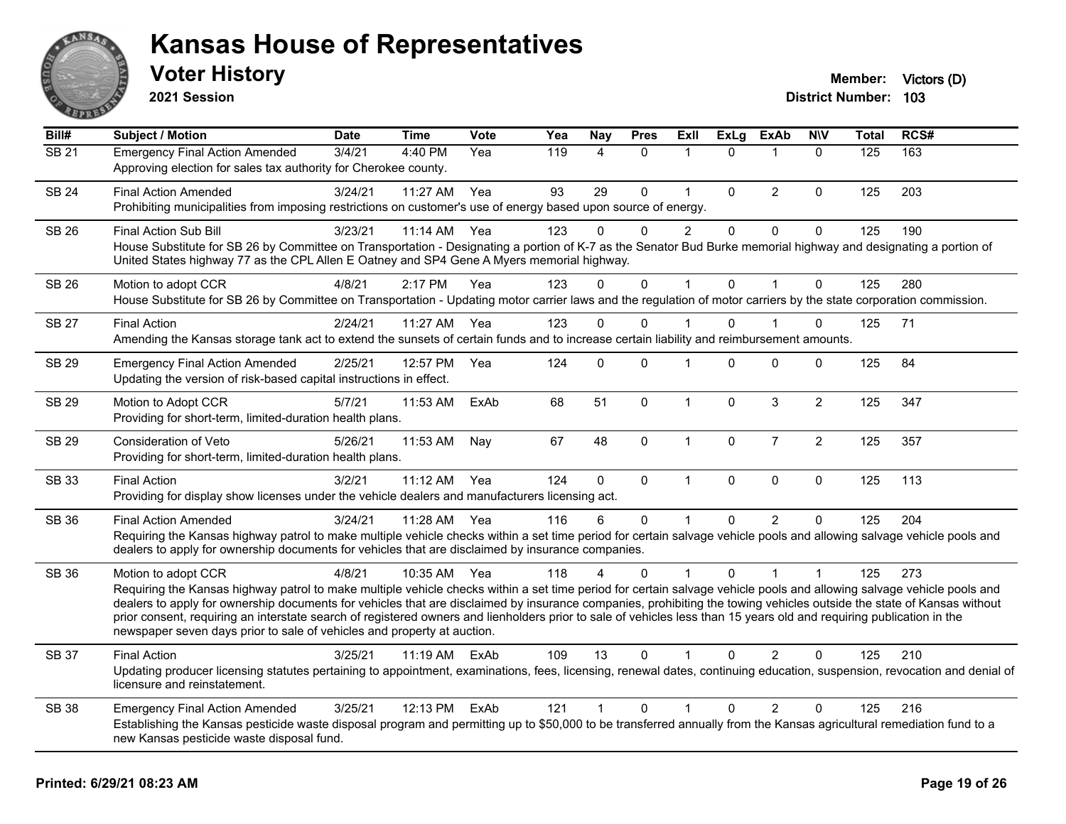# Kansas House of Representatives

## Voter History

**2021 Session**

**Member:** Victors (D)
**District Number:** 103

| Bill# | Subject / Motion | Date | Time | Vote | Yea | Nay | Pres | ExII | ExLg | ExAb | N\V | Total | RCS# |
|---|---|---|---|---|---|---|---|---|---|---|---|---|---|
| SB 21 | Emergency Final Action Amended | 3/4/21 | 4:40 PM | Yea | 119 | 4 | 0 | 1 | 0 | 1 | 0 | 125 | 163 |
| | Approving election for sales tax authority for Cherokee county. | | | | | | | | | | | | |
| SB 24 | Final Action Amended | 3/24/21 | 11:27 AM | Yea | 93 | 29 | 0 | 1 | 0 | 2 | 0 | 125 | 203 |
| | Prohibiting municipalities from imposing restrictions on customer's use of energy based upon source of energy. | | | | | | | | | | | | |
| SB 26 | Final Action Sub Bill | 3/23/21 | 11:14 AM | Yea | 123 | 0 | 0 | 2 | 0 | 0 | 0 | 125 | 190 |
| | House Substitute for SB 26 by Committee on Transportation - Designating a portion of K-7 as the Senator Bud Burke memorial highway and designating a portion of United States highway 77 as the CPL Allen E Oatney and SP4 Gene A Myers memorial highway. | | | | | | | | | | | | |
| SB 26 | Motion to adopt CCR | 4/8/21 | 2:17 PM | Yea | 123 | 0 | 0 | 1 | 0 | 1 | 0 | 125 | 280 |
| | House Substitute for SB 26 by Committee on Transportation - Updating motor carrier laws and the regulation of motor carriers by the state corporation commission. | | | | | | | | | | | | |
| SB 27 | Final Action | 2/24/21 | 11:27 AM | Yea | 123 | 0 | 0 | 1 | 0 | 1 | 0 | 125 | 71 |
| | Amending the Kansas storage tank act to extend the sunsets of certain funds and to increase certain liability and reimbursement amounts. | | | | | | | | | | | | |
| SB 29 | Emergency Final Action Amended | 2/25/21 | 12:57 PM | Yea | 124 | 0 | 0 | 1 | 0 | 0 | 0 | 125 | 84 |
| | Updating the version of risk-based capital instructions in effect. | | | | | | | | | | | | |
| SB 29 | Motion to Adopt CCR | 5/7/21 | 11:53 AM | ExAb | 68 | 51 | 0 | 1 | 0 | 3 | 2 | 125 | 347 |
| | Providing for short-term, limited-duration health plans. | | | | | | | | | | | | |
| SB 29 | Consideration of Veto | 5/26/21 | 11:53 AM | Nay | 67 | 48 | 0 | 1 | 0 | 7 | 2 | 125 | 357 |
| | Providing for short-term, limited-duration health plans. | | | | | | | | | | | | |
| SB 33 | Final Action | 3/2/21 | 11:12 AM | Yea | 124 | 0 | 0 | 1 | 0 | 0 | 0 | 125 | 113 |
| | Providing for display show licenses under the vehicle dealers and manufacturers licensing act. | | | | | | | | | | | | |
| SB 36 | Final Action Amended | 3/24/21 | 11:28 AM | Yea | 116 | 6 | 0 | 1 | 0 | 2 | 0 | 125 | 204 |
| | Requiring the Kansas highway patrol to make multiple vehicle checks within a set time period for certain salvage vehicle pools and allowing salvage vehicle pools and dealers to apply for ownership documents for vehicles that are disclaimed by insurance companies. | | | | | | | | | | | | |
| SB 36 | Motion to adopt CCR | 4/8/21 | 10:35 AM | Yea | 118 | 4 | 0 | 1 | 0 | 1 | 1 | 125 | 273 |
| | Requiring the Kansas highway patrol to make multiple vehicle checks within a set time period for certain salvage vehicle pools and allowing salvage vehicle pools and dealers to apply for ownership documents for vehicles that are disclaimed by insurance companies, prohibiting the towing vehicles outside the state of Kansas without prior consent, requiring an interstate search of registered owners and lienholders prior to sale of vehicles less than 15 years old and requiring publication in the newspaper seven days prior to sale of vehicles and property at auction. | | | | | | | | | | | | |
| SB 37 | Final Action | 3/25/21 | 11:19 AM | ExAb | 109 | 13 | 0 | 1 | 0 | 2 | 0 | 125 | 210 |
| | Updating producer licensing statutes pertaining to appointment, examinations, fees, licensing, renewal dates, continuing education, suspension, revocation and denial of licensure and reinstatement. | | | | | | | | | | | | |
| SB 38 | Emergency Final Action Amended | 3/25/21 | 12:13 PM | ExAb | 121 | 1 | 0 | 1 | 0 | 2 | 0 | 125 | 216 |
| | Establishing the Kansas pesticide waste disposal program and permitting up to $50,000 to be transferred annually from the Kansas agricultural remediation fund to a new Kansas pesticide waste disposal fund. | | | | | | | | | | | | |

**Printed: 6/29/21 08:23 AM**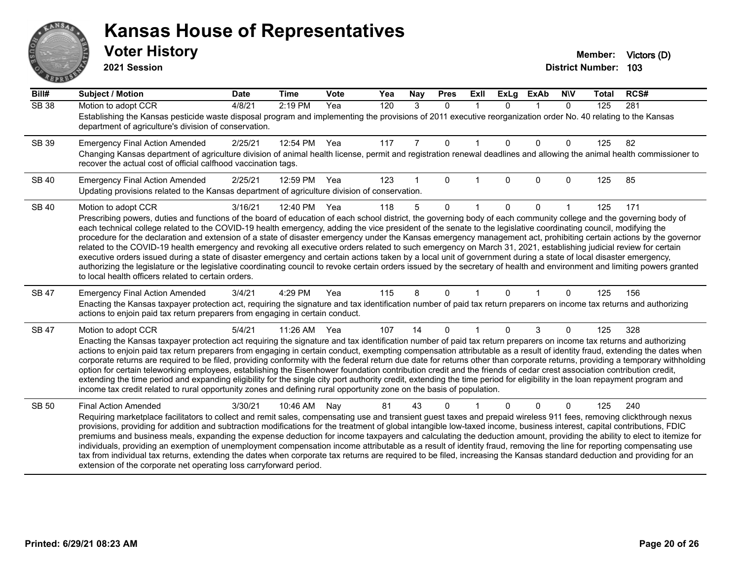# Kansas House of Representatives

## Voter History

**2021 Session**

**Member:** Victors (D)
**District Number:** 103

| Bill# | Subject / Motion | Date | Time | Vote | Yea | Nay | Pres | ExII | ExLg | ExAb | N\V | Total | RCS# |
|---|---|---|---|---|---|---|---|---|---|---|---|---|---|
| SB 38 | Motion to adopt CCR | 4/8/21 | 2:19 PM | Yea | 120 | 3 | 0 | 1 | 0 | 1 | 0 | 125 | 281 |
| | Establishing the Kansas pesticide waste disposal program and implementing the provisions of 2011 executive reorganization order No. 40 relating to the Kansas department of agriculture's division of conservation. | | | | | | | | | | | | |
| SB 39 | Emergency Final Action Amended | 2/25/21 | 12:54 PM | Yea | 117 | 7 | 0 | 1 | 0 | 0 | 0 | 125 | 82 |
| | Changing Kansas department of agriculture division of animal health license, permit and registration renewal deadlines and allowing the animal health commissioner to recover the actual cost of official calfhood vaccination tags. | | | | | | | | | | | | |
| SB 40 | Emergency Final Action Amended | 2/25/21 | 12:59 PM | Yea | 123 | 1 | 0 | 1 | 0 | 0 | 0 | 125 | 85 |
| | Updating provisions related to the Kansas department of agriculture division of conservation. | | | | | | | | | | | | |
| SB 40 | Motion to adopt CCR | 3/16/21 | 12:40 PM | Yea | 118 | 5 | 0 | 1 | 0 | 0 | 1 | 125 | 171 |
| | Prescribing powers, duties and functions of the board of education of each school district, the governing body of each community college and the governing body of each technical college related to the COVID-19 health emergency, adding the vice president of the senate to the legislative coordinating council, modifying the procedure for the declaration and extension of a state of disaster emergency under the Kansas emergency management act, prohibiting certain actions by the governor related to the COVID-19 health emergency and revoking all executive orders related to such emergency on March 31, 2021, establishing judicial review for certain executive orders issued during a state of disaster emergency and certain actions taken by a local unit of government during a state of local disaster emergency, authorizing the legislature or the legislative coordinating council to revoke certain orders issued by the secretary of health and environment and limiting powers granted to local health officers related to certain orders. | | | | | | | | | | | | |
| SB 47 | Emergency Final Action Amended | 3/4/21 | 4:29 PM | Yea | 115 | 8 | 0 | 1 | 0 | 1 | 0 | 125 | 156 |
| | Enacting the Kansas taxpayer protection act, requiring the signature and tax identification number of paid tax return preparers on income tax returns and authorizing actions to enjoin paid tax return preparers from engaging in certain conduct. | | | | | | | | | | | | |
| SB 47 | Motion to adopt CCR | 5/4/21 | 11:26 AM | Yea | 107 | 14 | 0 | 1 | 0 | 3 | 0 | 125 | 328 |
| | Enacting the Kansas taxpayer protection act requiring the signature and tax identification number of paid tax return preparers on income tax returns and authorizing actions to enjoin paid tax return preparers from engaging in certain conduct, exempting compensation attributable as a result of identity fraud, extending the dates when corporate returns are required to be filed, providing conformity with the federal return due date for returns other than corporate returns, providing a temporary withholding option for certain teleworking employees, establishing the Eisenhower foundation contribution credit and the friends of cedar crest association contribution credit, extending the time period and expanding eligibility for the single city port authority credit, extending the time period for eligibility in the loan repayment program and income tax credit related to rural opportunity zones and defining rural opportunity zone on the basis of population. | | | | | | | | | | | | |
| SB 50 | Final Action Amended | 3/30/21 | 10:46 AM | Nay | 81 | 43 | 0 | 1 | 0 | 0 | 0 | 125 | 240 |
| | Requiring marketplace facilitators to collect and remit sales, compensating use and transient guest taxes and prepaid wireless 911 fees, removing clickthrough nexus provisions, providing for addition and subtraction modifications for the treatment of global intangible low-taxed income, business interest, capital contributions, FDIC premiums and business meals, expanding the expense deduction for income taxpayers and calculating the deduction amount, providing the ability to elect to itemize for individuals, providing an exemption of unemployment compensation income attributable as a result of identity fraud, removing the line for reporting compensating use tax from individual tax returns, extending the dates when corporate tax returns are required to be filed, increasing the Kansas standard deduction and providing for an extension of the corporate net operating loss carryforward period. | | | | | | | | | | | | |

Printed: 6/29/21 08:23 AM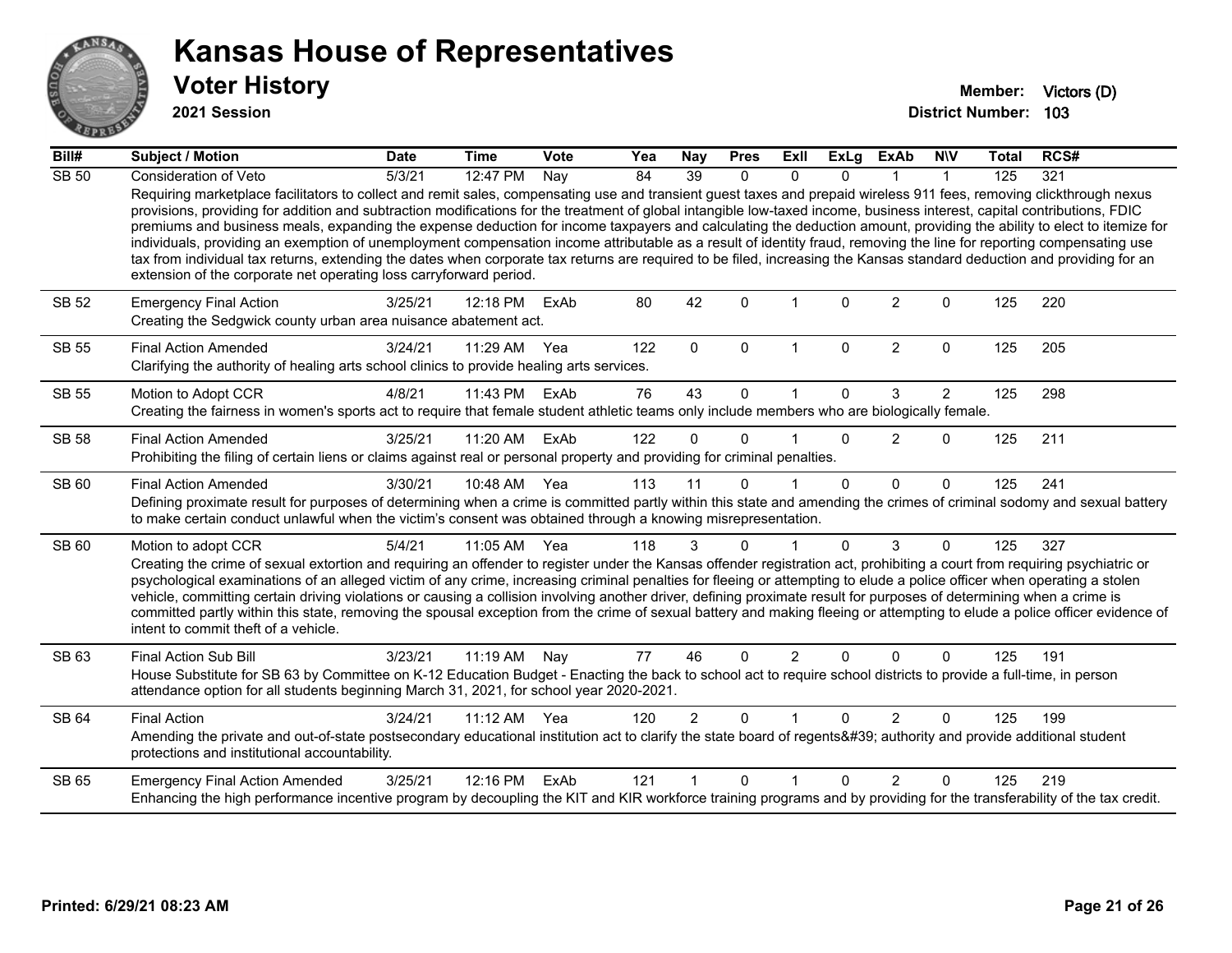# Kansas House of Representatives

## Voter History

**2021 Session**

**Member:** Victors (D)
**District Number:** 103

| Bill# | Subject / Motion | Date | Time | Vote | Yea | Nay | Pres | ExII | ExLg | ExAb | N\V | Total | RCS# |
|---|---|---|---|---|---|---|---|---|---|---|---|---|---|
| SB 50 | Consideration of Veto | 5/3/21 | 12:47 PM | Nay | 84 | 39 | 0 | 0 | 0 | 1 | 1 | 125 | 321 |
| | Requiring marketplace facilitators to collect and remit sales, compensating use and transient guest taxes and prepaid wireless 911 fees, removing clickthrough nexus provisions, providing for addition and subtraction modifications for the treatment of global intangible low-taxed income, business interest, capital contributions, FDIC premiums and business meals, expanding the expense deduction for income taxpayers and calculating the deduction amount, providing the ability to elect to itemize for individuals, providing an exemption of unemployment compensation income attributable as a result of identity fraud, removing the line for reporting compensating use tax from individual tax returns, extending the dates when corporate tax returns are required to be filed, increasing the Kansas standard deduction and providing for an extension of the corporate net operating loss carryforward period. | | | | | | | | | | | | |
| SB 52 | Emergency Final Action | 3/25/21 | 12:18 PM | ExAb | 80 | 42 | 0 | 1 | 0 | 2 | 0 | 125 | 220 |
| | Creating the Sedgwick county urban area nuisance abatement act. | | | | | | | | | | | | |
| SB 55 | Final Action Amended | 3/24/21 | 11:29 AM | Yea | 122 | 0 | 0 | 1 | 0 | 2 | 0 | 125 | 205 |
| | Clarifying the authority of healing arts school clinics to provide healing arts services. | | | | | | | | | | | | |
| SB 55 | Motion to Adopt CCR | 4/8/21 | 11:43 PM | ExAb | 76 | 43 | 0 | 1 | 0 | 3 | 2 | 125 | 298 |
| | Creating the fairness in women's sports act to require that female student athletic teams only include members who are biologically female. | | | | | | | | | | | | |
| SB 58 | Final Action Amended | 3/25/21 | 11:20 AM | ExAb | 122 | 0 | 0 | 1 | 0 | 2 | 0 | 125 | 211 |
| | Prohibiting the filing of certain liens or claims against real or personal property and providing for criminal penalties. | | | | | | | | | | | | |
| SB 60 | Final Action Amended | 3/30/21 | 10:48 AM | Yea | 113 | 11 | 0 | 1 | 0 | 0 | 0 | 125 | 241 |
| | Defining proximate result for purposes of determining when a crime is committed partly within this state and amending the crimes of criminal sodomy and sexual battery to make certain conduct unlawful when the victim's consent was obtained through a knowing misrepresentation. | | | | | | | | | | | | |
| SB 60 | Motion to adopt CCR | 5/4/21 | 11:05 AM | Yea | 118 | 3 | 0 | 1 | 0 | 3 | 0 | 125 | 327 |
| | Creating the crime of sexual extortion and requiring an offender to register under the Kansas offender registration act, prohibiting a court from requiring psychiatric or psychological examinations of an alleged victim of any crime, increasing criminal penalties for fleeing or attempting to elude a police officer when operating a stolen vehicle, committing certain driving violations or causing a collision involving another driver, defining proximate result for purposes of determining when a crime is committed partly within this state, removing the spousal exception from the crime of sexual battery and making fleeing or attempting to elude a police officer evidence of intent to commit theft of a vehicle. | | | | | | | | | | | | |
| SB 63 | Final Action Sub Bill | 3/23/21 | 11:19 AM | Nay | 77 | 46 | 0 | 2 | 0 | 0 | 0 | 125 | 191 |
| | House Substitute for SB 63 by Committee on K-12 Education Budget - Enacting the back to school act to require school districts to provide a full-time, in person attendance option for all students beginning March 31, 2021, for school year 2020-2021. | | | | | | | | | | | | |
| SB 64 | Final Action | 3/24/21 | 11:12 AM | Yea | 120 | 2 | 0 | 1 | 0 | 2 | 0 | 125 | 199 |
| | Amending the private and out-of-state postsecondary educational institution act to clarify the state board of regents&#39; authority and provide additional student protections and institutional accountability. | | | | | | | | | | | | |
| SB 65 | Emergency Final Action Amended | 3/25/21 | 12:16 PM | ExAb | 121 | 1 | 0 | 1 | 0 | 2 | 0 | 125 | 219 |
| | Enhancing the high performance incentive program by decoupling the KIT and KIR workforce training programs and by providing for the transferability of the tax credit. | | | | | | | | | | | | |

Printed: 6/29/21 08:23 AM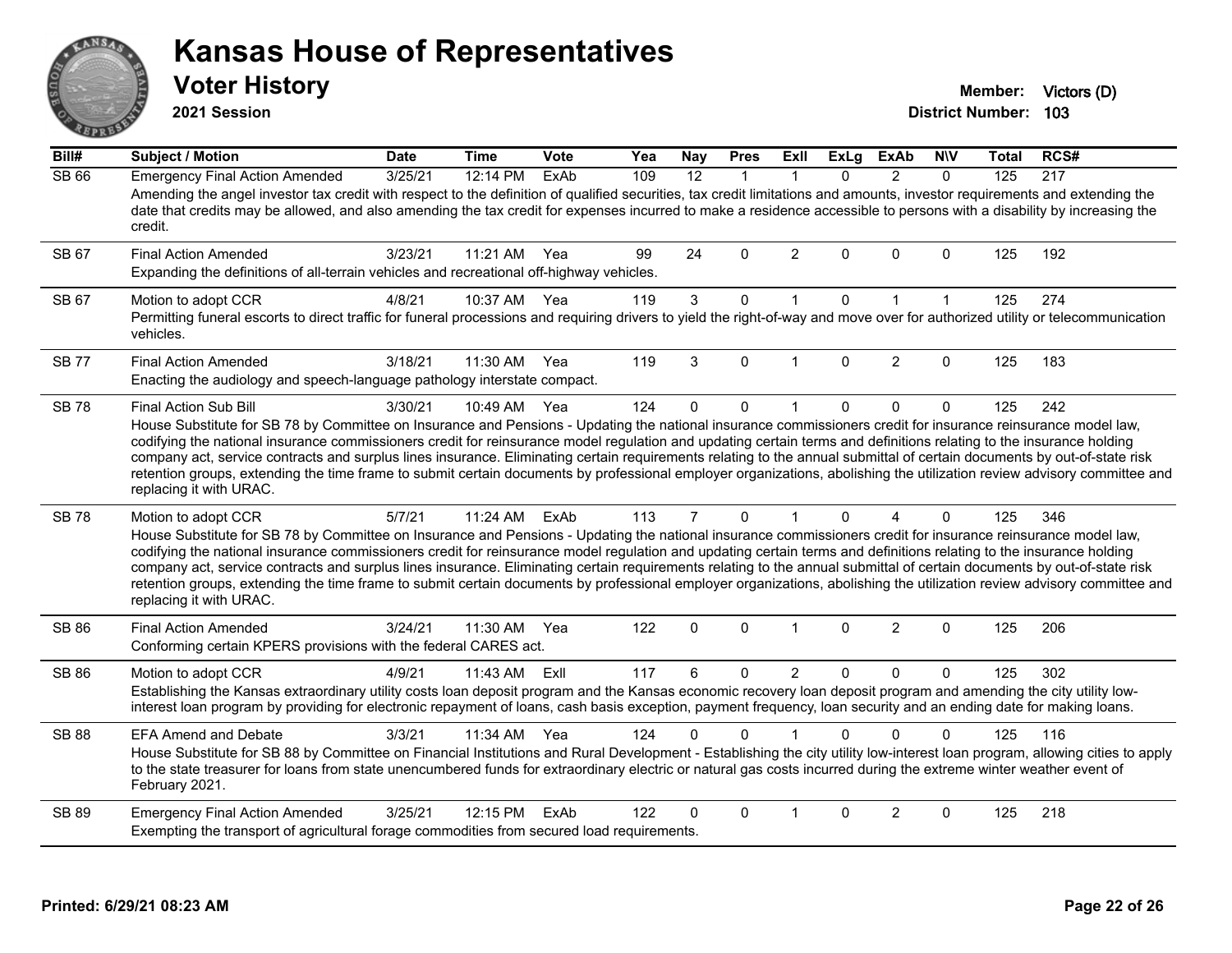# Kansas House of Representatives

## Voter History

**2021 Session**

**Member:** Victors (D)
**District Number:** 103

| Bill# | Subject / Motion | Date | Time | Vote | Yea | Nay | Pres | ExII | ExLg | ExAb | N\V | Total | RCS# |
|---|---|---|---|---|---|---|---|---|---|---|---|---|---|
| SB 66 | Emergency Final Action Amended | 3/25/21 | 12:14 PM | ExAb | 109 | 12 | 1 | 1 | 0 | 2 | 0 | 125 | 217 |
| | Amending the angel investor tax credit with respect to the definition of qualified securities, tax credit limitations and amounts, investor requirements and extending the date that credits may be allowed, and also amending the tax credit for expenses incurred to make a residence accessible to persons with a disability by increasing the credit. | | | | | | | | | | | | |
| SB 67 | Final Action Amended | 3/23/21 | 11:21 AM | Yea | 99 | 24 | 0 | 2 | 0 | 0 | 0 | 125 | 192 |
| | Expanding the definitions of all-terrain vehicles and recreational off-highway vehicles. | | | | | | | | | | | | |
| SB 67 | Motion to adopt CCR | 4/8/21 | 10:37 AM | Yea | 119 | 3 | 0 | 1 | 0 | 1 | 1 | 125 | 274 |
| | Permitting funeral escorts to direct traffic for funeral processions and requiring drivers to yield the right-of-way and move over for authorized utility or telecommunication vehicles. | | | | | | | | | | | | |
| SB 77 | Final Action Amended | 3/18/21 | 11:30 AM | Yea | 119 | 3 | 0 | 1 | 0 | 2 | 0 | 125 | 183 |
| | Enacting the audiology and speech-language pathology interstate compact. | | | | | | | | | | | | |
| SB 78 | Final Action Sub Bill | 3/30/21 | 10:49 AM | Yea | 124 | 0 | 0 | 1 | 0 | 0 | 0 | 125 | 242 |
| | House Substitute for SB 78 by Committee on Insurance and Pensions - Updating the national insurance commissioners credit for insurance reinsurance model law, codifying the national insurance commissioners credit for reinsurance model regulation and updating certain terms and definitions relating to the insurance holding company act, service contracts and surplus lines insurance. Eliminating certain requirements relating to the annual submittal of certain documents by out-of-state risk retention groups, extending the time frame to submit certain documents by professional employer organizations, abolishing the utilization review advisory committee and replacing it with URAC. | | | | | | | | | | | | |
| SB 78 | Motion to adopt CCR | 5/7/21 | 11:24 AM | ExAb | 113 | 7 | 0 | 1 | 0 | 4 | 0 | 125 | 346 |
| | House Substitute for SB 78 by Committee on Insurance and Pensions - Updating the national insurance commissioners credit for insurance reinsurance model law, codifying the national insurance commissioners credit for reinsurance model regulation and updating certain terms and definitions relating to the insurance holding company act, service contracts and surplus lines insurance. Eliminating certain requirements relating to the annual submittal of certain documents by out-of-state risk retention groups, extending the time frame to submit certain documents by professional employer organizations, abolishing the utilization review advisory committee and replacing it with URAC. | | | | | | | | | | | | |
| SB 86 | Final Action Amended | 3/24/21 | 11:30 AM | Yea | 122 | 0 | 0 | 1 | 0 | 2 | 0 | 125 | 206 |
| | Conforming certain KPERS provisions with the federal CARES act. | | | | | | | | | | | | |
| SB 86 | Motion to adopt CCR | 4/9/21 | 11:43 AM | ExII | 117 | 6 | 0 | 2 | 0 | 0 | 0 | 125 | 302 |
| | Establishing the Kansas extraordinary utility costs loan deposit program and the Kansas economic recovery loan deposit program and amending the city utility low-interest loan program by providing for electronic repayment of loans, cash basis exception, payment frequency, loan security and an ending date for making loans. | | | | | | | | | | | | |
| SB 88 | EFA Amend and Debate | 3/3/21 | 11:34 AM | Yea | 124 | 0 | 0 | 1 | 0 | 0 | 0 | 125 | 116 |
| | House Substitute for SB 88 by Committee on Financial Institutions and Rural Development - Establishing the city utility low-interest loan program, allowing cities to apply to the state treasurer for loans from state unencumbered funds for extraordinary electric or natural gas costs incurred during the extreme winter weather event of February 2021. | | | | | | | | | | | | |
| SB 89 | Emergency Final Action Amended | 3/25/21 | 12:15 PM | ExAb | 122 | 0 | 0 | 1 | 0 | 2 | 0 | 125 | 218 |
| | Exempting the transport of agricultural forage commodities from secured load requirements. | | | | | | | | | | | | |

**Printed: 6/29/21 08:23 AM**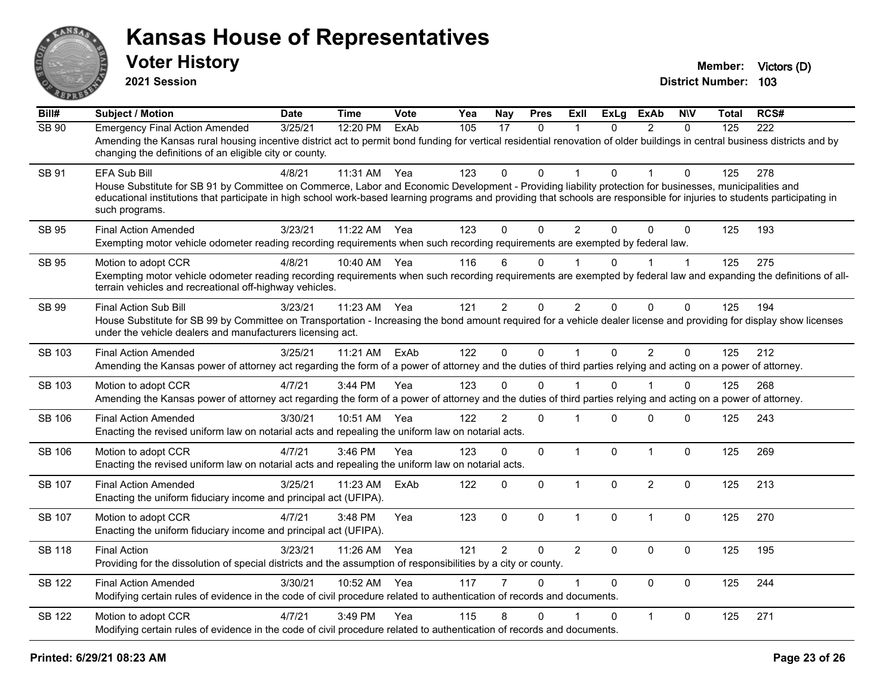# Kansas House of Representatives

## Voter History

**2021 Session**

**Member:** Victors (D)
**District Number:** 103

| Bill# | Subject / Motion | Date | Time | Vote | Yea | Nay | Pres | ExII | ExLg | ExAb | N\V | Total | RCS# |
|---|---|---|---|---|---|---|---|---|---|---|---|---|---|
| SB 90 | Emergency Final Action Amended | 3/25/21 | 12:20 PM | ExAb | 105 | 17 | 0 | 1 | 0 | 2 | 0 | 125 | 222 |
| | Amending the Kansas rural housing incentive district act to permit bond funding for vertical residential renovation of older buildings in central business districts and by changing the definitions of an eligible city or county. | | | | | | | | | | | | |
| SB 91 | EFA Sub Bill | 4/8/21 | 11:31 AM | Yea | 123 | 0 | 0 | 1 | 0 | 1 | 0 | 125 | 278 |
| | House Substitute for SB 91 by Committee on Commerce, Labor and Economic Development - Providing liability protection for businesses, municipalities and educational institutions that participate in high school work-based learning programs and providing that schools are responsible for injuries to students participating in such programs. | | | | | | | | | | | | |
| SB 95 | Final Action Amended | 3/23/21 | 11:22 AM | Yea | 123 | 0 | 0 | 2 | 0 | 0 | 0 | 125 | 193 |
| | Exempting motor vehicle odometer reading recording requirements when such recording requirements are exempted by federal law. | | | | | | | | | | | | |
| SB 95 | Motion to adopt CCR | 4/8/21 | 10:40 AM | Yea | 116 | 6 | 0 | 1 | 0 | 1 | 1 | 125 | 275 |
| | Exempting motor vehicle odometer reading recording requirements when such recording requirements are exempted by federal law and expanding the definitions of all-terrain vehicles and recreational off-highway vehicles. | | | | | | | | | | | | |
| SB 99 | Final Action Sub Bill | 3/23/21 | 11:23 AM | Yea | 121 | 2 | 0 | 2 | 0 | 0 | 0 | 125 | 194 |
| | House Substitute for SB 99 by Committee on Transportation - Increasing the bond amount required for a vehicle dealer license and providing for display show licenses under the vehicle dealers and manufacturers licensing act. | | | | | | | | | | | | |
| SB 103 | Final Action Amended | 3/25/21 | 11:21 AM | ExAb | 122 | 0 | 0 | 1 | 0 | 2 | 0 | 125 | 212 |
| | Amending the Kansas power of attorney act regarding the form of a power of attorney and the duties of third parties relying and acting on a power of attorney. | | | | | | | | | | | | |
| SB 103 | Motion to adopt CCR | 4/7/21 | 3:44 PM | Yea | 123 | 0 | 0 | 1 | 0 | 1 | 0 | 125 | 268 |
| | Amending the Kansas power of attorney act regarding the form of a power of attorney and the duties of third parties relying and acting on a power of attorney. | | | | | | | | | | | | |
| SB 106 | Final Action Amended | 3/30/21 | 10:51 AM | Yea | 122 | 2 | 0 | 1 | 0 | 0 | 0 | 125 | 243 |
| | Enacting the revised uniform law on notarial acts and repealing the uniform law on notarial acts. | | | | | | | | | | | | |
| SB 106 | Motion to adopt CCR | 4/7/21 | 3:46 PM | Yea | 123 | 0 | 0 | 1 | 0 | 1 | 0 | 125 | 269 |
| | Enacting the revised uniform law on notarial acts and repealing the uniform law on notarial acts. | | | | | | | | | | | | |
| SB 107 | Final Action Amended | 3/25/21 | 11:23 AM | ExAb | 122 | 0 | 0 | 1 | 0 | 2 | 0 | 125 | 213 |
| | Enacting the uniform fiduciary income and principal act (UFIPA). | | | | | | | | | | | | |
| SB 107 | Motion to adopt CCR | 4/7/21 | 3:48 PM | Yea | 123 | 0 | 0 | 1 | 0 | 1 | 0 | 125 | 270 |
| | Enacting the uniform fiduciary income and principal act (UFIPA). | | | | | | | | | | | | |
| SB 118 | Final Action | 3/23/21 | 11:26 AM | Yea | 121 | 2 | 0 | 2 | 0 | 0 | 0 | 125 | 195 |
| | Providing for the dissolution of special districts and the assumption of responsibilities by a city or county. | | | | | | | | | | | | |
| SB 122 | Final Action Amended | 3/30/21 | 10:52 AM | Yea | 117 | 7 | 0 | 1 | 0 | 0 | 0 | 125 | 244 |
| | Modifying certain rules of evidence in the code of civil procedure related to authentication of records and documents. | | | | | | | | | | | | |
| SB 122 | Motion to adopt CCR | 4/7/21 | 3:49 PM | Yea | 115 | 8 | 0 | 1 | 0 | 1 | 0 | 125 | 271 |
| | Modifying certain rules of evidence in the code of civil procedure related to authentication of records and documents. | | | | | | | | | | | | |

**Printed: 6/29/21 08:23 AM**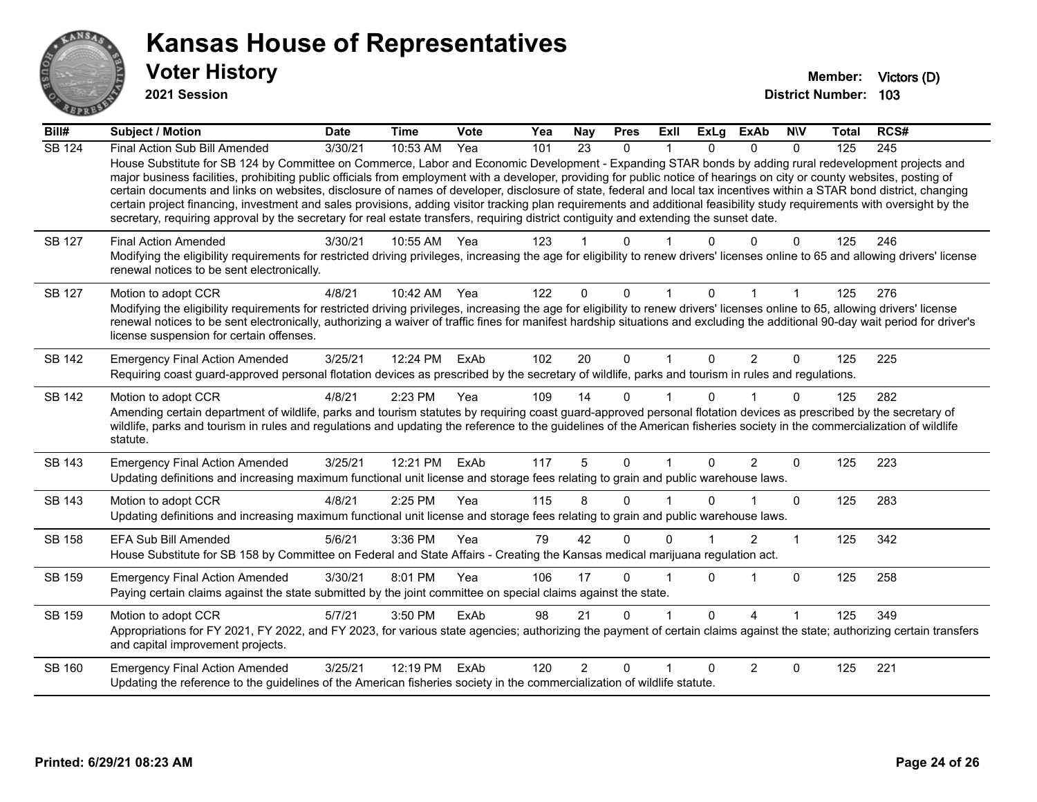# Kansas House of Representatives

## Voter History

**2021 Session**

**Member:** Victors (D)
**District Number:** 103

| Bill# | Subject / Motion | Date | Time | Vote | Yea | Nay | Pres | ExII | ExLg | ExAb | N\V | Total | RCS# |
|---|---|---|---|---|---|---|---|---|---|---|---|---|---|
| SB 124 | Final Action Sub Bill Amended | 3/30/21 | 10:53 AM | Yea | 101 | 23 | 0 | 1 | 0 | 0 | 0 | 125 | 245 |
| | House Substitute for SB 124 by Committee on Commerce, Labor and Economic Development - Expanding STAR bonds by adding rural redevelopment projects and major business facilities, prohibiting public officials from employment with a developer, providing for public notice of hearings on city or county websites, posting of certain documents and links on websites, disclosure of names of developer, disclosure of state, federal and local tax incentives within a STAR bond district, changing certain project financing, investment and sales provisions, adding visitor tracking plan requirements and additional feasibility study requirements with oversight by the secretary, requiring approval by the secretary for real estate transfers, requiring district contiguity and extending the sunset date. | | | | | | | | | | | | |
| SB 127 | Final Action Amended | 3/30/21 | 10:55 AM | Yea | 123 | 1 | 0 | 1 | 0 | 0 | 0 | 125 | 246 |
| | Modifying the eligibility requirements for restricted driving privileges, increasing the age for eligibility to renew drivers' licenses online to 65 and allowing drivers' license renewal notices to be sent electronically. | | | | | | | | | | | | |
| SB 127 | Motion to adopt CCR | 4/8/21 | 10:42 AM | Yea | 122 | 0 | 0 | 1 | 0 | 1 | 1 | 125 | 276 |
| | Modifying the eligibility requirements for restricted driving privileges, increasing the age for eligibility to renew drivers' licenses online to 65, allowing drivers' license renewal notices to be sent electronically, authorizing a waiver of traffic fines for manifest hardship situations and excluding the additional 90-day wait period for driver's license suspension for certain offenses. | | | | | | | | | | | | |
| SB 142 | Emergency Final Action Amended | 3/25/21 | 12:24 PM | ExAb | 102 | 20 | 0 | 1 | 0 | 2 | 0 | 125 | 225 |
| | Requiring coast guard-approved personal flotation devices as prescribed by the secretary of wildlife, parks and tourism in rules and regulations. | | | | | | | | | | | | |
| SB 142 | Motion to adopt CCR | 4/8/21 | 2:23 PM | Yea | 109 | 14 | 0 | 1 | 0 | 1 | 0 | 125 | 282 |
| | Amending certain department of wildlife, parks and tourism statutes by requiring coast guard-approved personal flotation devices as prescribed by the secretary of wildlife, parks and tourism in rules and regulations and updating the reference to the guidelines of the American fisheries society in the commercialization of wildlife statute. | | | | | | | | | | | | |
| SB 143 | Emergency Final Action Amended | 3/25/21 | 12:21 PM | ExAb | 117 | 5 | 0 | 1 | 0 | 2 | 0 | 125 | 223 |
| | Updating definitions and increasing maximum functional unit license and storage fees relating to grain and public warehouse laws. | | | | | | | | | | | | |
| SB 143 | Motion to adopt CCR | 4/8/21 | 2:25 PM | Yea | 115 | 8 | 0 | 1 | 0 | 1 | 0 | 125 | 283 |
| | Updating definitions and increasing maximum functional unit license and storage fees relating to grain and public warehouse laws. | | | | | | | | | | | | |
| SB 158 | EFA Sub Bill Amended | 5/6/21 | 3:36 PM | Yea | 79 | 42 | 0 | 0 | 1 | 2 | 1 | 125 | 342 |
| | House Substitute for SB 158 by Committee on Federal and State Affairs - Creating the Kansas medical marijuana regulation act. | | | | | | | | | | | | |
| SB 159 | Emergency Final Action Amended | 3/30/21 | 8:01 PM | Yea | 106 | 17 | 0 | 1 | 0 | 1 | 0 | 125 | 258 |
| | Paying certain claims against the state submitted by the joint committee on special claims against the state. | | | | | | | | | | | | |
| SB 159 | Motion to adopt CCR | 5/7/21 | 3:50 PM | ExAb | 98 | 21 | 0 | 1 | 0 | 4 | 1 | 125 | 349 |
| | Appropriations for FY 2021, FY 2022, and FY 2023, for various state agencies; authorizing the payment of certain claims against the state; authorizing certain transfers and capital improvement projects. | | | | | | | | | | | | |
| SB 160 | Emergency Final Action Amended | 3/25/21 | 12:19 PM | ExAb | 120 | 2 | 0 | 1 | 0 | 2 | 0 | 125 | 221 |
| | Updating the reference to the guidelines of the American fisheries society in the commercialization of wildlife statute. | | | | | | | | | | | | |

Printed: 6/29/21 08:23 AM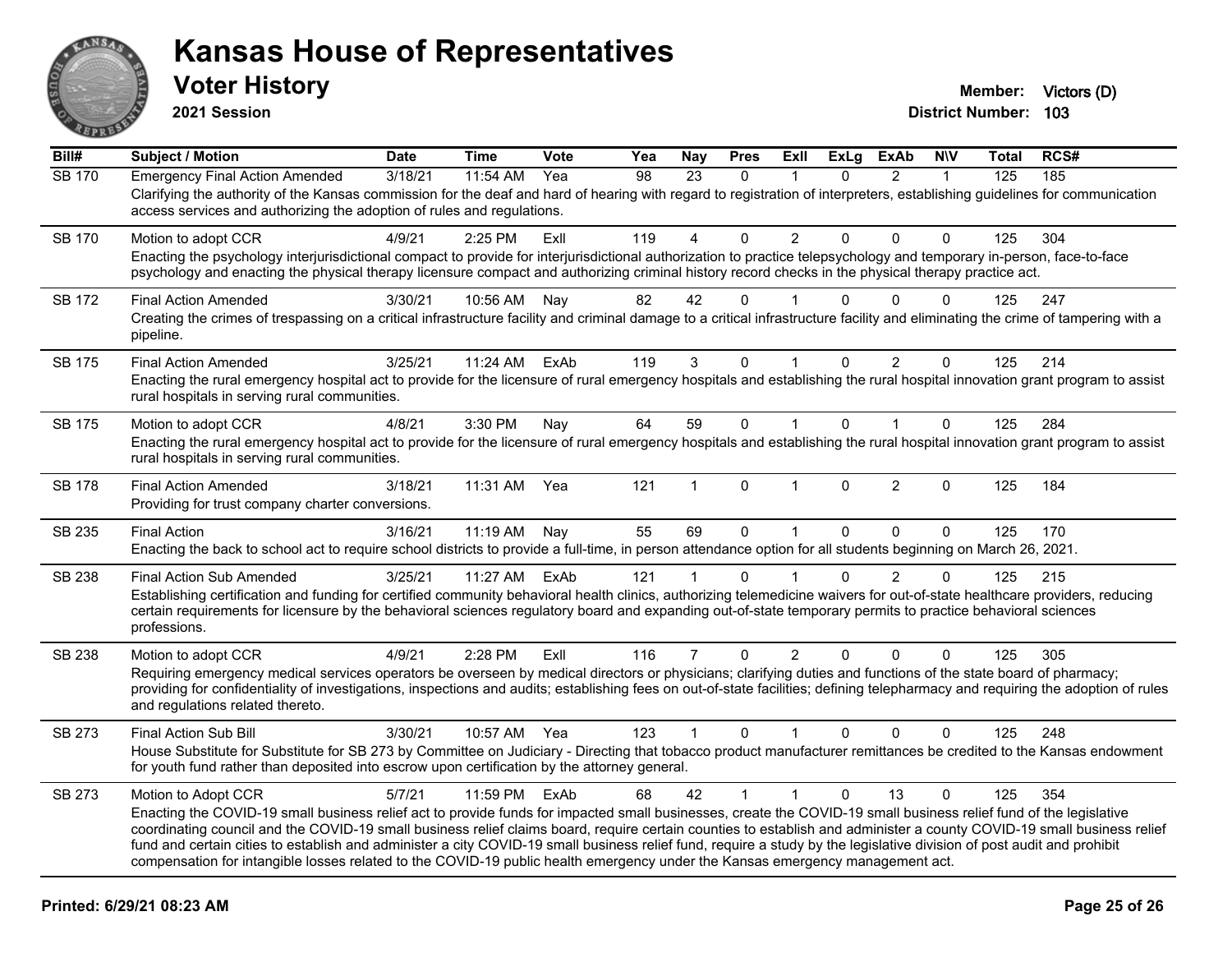# Kansas House of Representatives

## Voter History

**2021 Session**

**Member:** Victors (D)
**District Number:** 103

| Bill# | Subject / Motion | Date | Time | Vote | Yea | Nay | Pres | ExII | ExLg | ExAb | N\V | Total | RCS# |
|---|---|---|---|---|---|---|---|---|---|---|---|---|---|
| SB 170 | Emergency Final Action Amended | 3/18/21 | 11:54 AM | Yea | 98 | 23 | 0 | 1 | 0 | 2 | 1 | 125 | 185 |
| | Clarifying the authority of the Kansas commission for the deaf and hard of hearing with regard to registration of interpreters, establishing guidelines for communication access services and authorizing the adoption of rules and regulations. | | | | | | | | | | | | |
| SB 170 | Motion to adopt CCR | 4/9/21 | 2:25 PM | ExII | 119 | 4 | 0 | 2 | 0 | 0 | 0 | 125 | 304 |
| | Enacting the psychology interjurisdictional compact to provide for interjurisdictional authorization to practice telepsychology and temporary in-person, face-to-face psychology and enacting the physical therapy licensure compact and authorizing criminal history record checks in the physical therapy practice act. | | | | | | | | | | | | |
| SB 172 | Final Action Amended | 3/30/21 | 10:56 AM | Nay | 82 | 42 | 0 | 1 | 0 | 0 | 0 | 125 | 247 |
| | Creating the crimes of trespassing on a critical infrastructure facility and criminal damage to a critical infrastructure facility and eliminating the crime of tampering with a pipeline. | | | | | | | | | | | | |
| SB 175 | Final Action Amended | 3/25/21 | 11:24 AM | ExAb | 119 | 3 | 0 | 1 | 0 | 2 | 0 | 125 | 214 |
| | Enacting the rural emergency hospital act to provide for the licensure of rural emergency hospitals and establishing the rural hospital innovation grant program to assist rural hospitals in serving rural communities. | | | | | | | | | | | | |
| SB 175 | Motion to adopt CCR | 4/8/21 | 3:30 PM | Nay | 64 | 59 | 0 | 1 | 0 | 1 | 0 | 125 | 284 |
| | Enacting the rural emergency hospital act to provide for the licensure of rural emergency hospitals and establishing the rural hospital innovation grant program to assist rural hospitals in serving rural communities. | | | | | | | | | | | | |
| SB 178 | Final Action Amended | 3/18/21 | 11:31 AM | Yea | 121 | 1 | 0 | 1 | 0 | 2 | 0 | 125 | 184 |
| | Providing for trust company charter conversions. | | | | | | | | | | | | |
| SB 235 | Final Action | 3/16/21 | 11:19 AM | Nay | 55 | 69 | 0 | 1 | 0 | 0 | 0 | 125 | 170 |
| | Enacting the back to school act to require school districts to provide a full-time, in person attendance option for all students beginning on March 26, 2021. | | | | | | | | | | | | |
| SB 238 | Final Action Sub Amended | 3/25/21 | 11:27 AM | ExAb | 121 | 1 | 0 | 1 | 0 | 2 | 0 | 125 | 215 |
| | Establishing certification and funding for certified community behavioral health clinics, authorizing telemedicine waivers for out-of-state healthcare providers, reducing certain requirements for licensure by the behavioral sciences regulatory board and expanding out-of-state temporary permits to practice behavioral sciences professions. | | | | | | | | | | | | |
| SB 238 | Motion to adopt CCR | 4/9/21 | 2:28 PM | ExII | 116 | 7 | 0 | 2 | 0 | 0 | 0 | 125 | 305 |
| | Requiring emergency medical services operators be overseen by medical directors or physicians; clarifying duties and functions of the state board of pharmacy; providing for confidentiality of investigations, inspections and audits; establishing fees on out-of-state facilities; defining telepharmacy and requiring the adoption of rules and regulations related thereto. | | | | | | | | | | | | |
| SB 273 | Final Action Sub Bill | 3/30/21 | 10:57 AM | Yea | 123 | 1 | 0 | 1 | 0 | 0 | 0 | 125 | 248 |
| | House Substitute for Substitute for SB 273 by Committee on Judiciary - Directing that tobacco product manufacturer remittances be credited to the Kansas endowment for youth fund rather than deposited into escrow upon certification by the attorney general. | | | | | | | | | | | | |
| SB 273 | Motion to Adopt CCR | 5/7/21 | 11:59 PM | ExAb | 68 | 42 | 1 | 1 | 0 | 13 | 0 | 125 | 354 |
| | Enacting the COVID-19 small business relief act to provide funds for impacted small businesses, create the COVID-19 small business relief fund of the legislative coordinating council and the COVID-19 small business relief claims board, require certain counties to establish and administer a county COVID-19 small business relief fund and certain cities to establish and administer a city COVID-19 small business relief fund, require a study by the legislative division of post audit and prohibit compensation for intangible losses related to the COVID-19 public health emergency under the Kansas emergency management act. | | | | | | | | | | | | |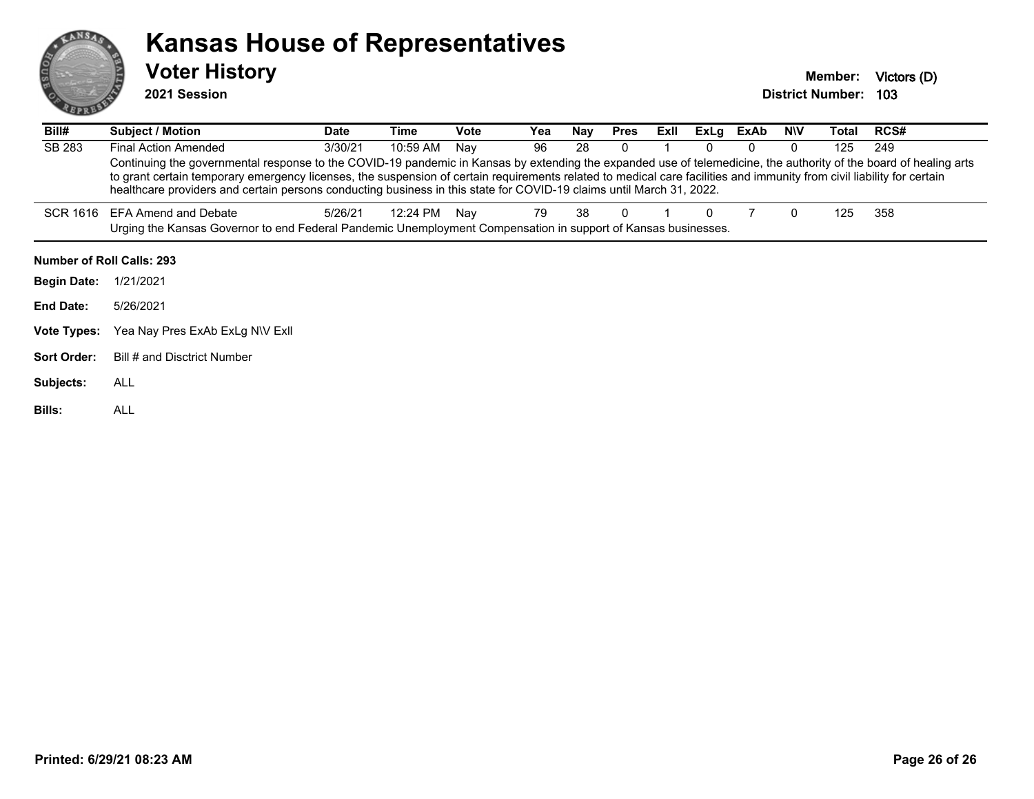# Kansas House of Representatives

## Voter History

**2021 Session**

**Member:** Victors (D)
**District Number:** 103

| Bill# | Subject / Motion | Date | Time | Vote | Yea | Nay | Pres | ExII | ExLg | ExAb | N\V | Total | RCS# |
|---|---|---|---|---|---|---|---|---|---|---|---|---|---|
| SB 283 | Final Action Amended | 3/30/21 | 10:59 AM | Nay | 96 | 28 | 0 | 1 | 0 | 0 | 0 | 125 | 249 |
| | Continuing the governmental response to the COVID-19 pandemic in Kansas by extending the expanded use of telemedicine, the authority of the board of healing arts to grant certain temporary emergency licenses, the suspension of certain requirements related to medical care facilities and immunity from civil liability for certain healthcare providers and certain persons conducting business in this state for COVID-19 claims until March 31, 2022. | | | | | | | | | | | | |
| SCR 1616 | EFA Amend and Debate | 5/26/21 | 12:24 PM | Nay | 79 | 38 | 0 | 1 | 0 | 7 | 0 | 125 | 358 |
| | Urging the Kansas Governor to end Federal Pandemic Unemployment Compensation in support of Kansas businesses. | | | | | | | | | | | | |

**Number of Roll Calls: 293**

**Begin Date:** 1/21/2021

**End Date:** 5/26/2021

**Vote Types:** Yea Nay Pres ExAb ExLg N\V ExII

**Sort Order:** Bill # and Disctrict Number

**Subjects:** ALL

**Bills:** ALL

**Printed: 6/29/21 08:23 AM**